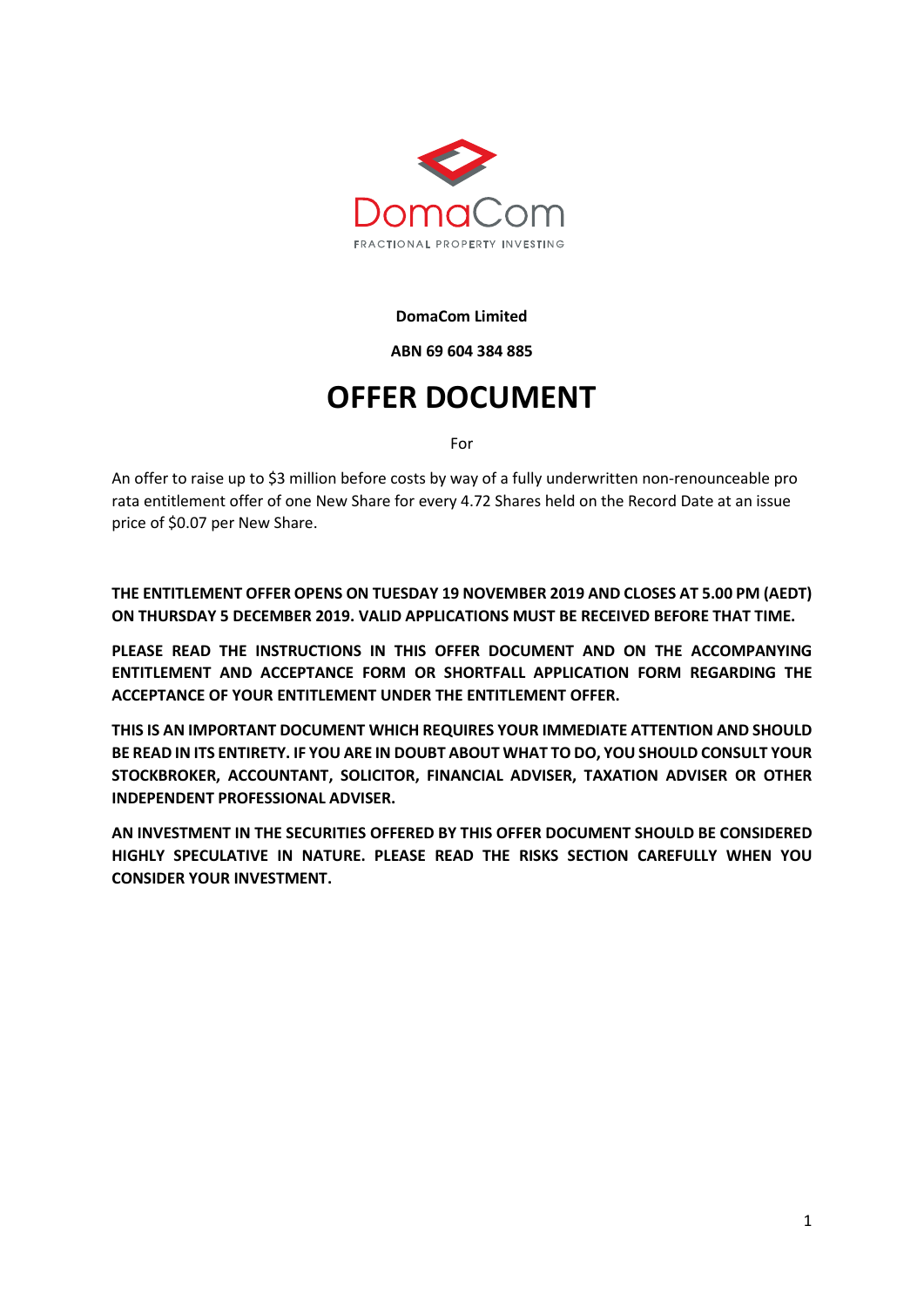DomaCom

FRACTIONAL PROPERTY INVESTING

**DomaCom Limited**

**ABN 69 604 384 885**

# OFFER DOCUMENT

For

An offer to raise up to $3 million before costs by way of a fully underwritten non-renounceable pro rata entitlement offer of one New Share for every 4.72 Shares held on the Record Date at an issue price of $0.07 per New Share.

**THE ENTITLEMENT OFFER OPENS ON TUESDAY 19 NOVEMBER 2019 AND CLOSES AT 5.00 PM (AEDT) ON THURSDAY 5 DECEMBER 2019. VALID APPLICATIONS MUST BE RECEIVED BEFORE THAT TIME.**

**PLEASE READ THE INSTRUCTIONS IN THIS OFFER DOCUMENT AND ON THE ACCOMPANYING ENTITLEMENT AND ACCEPTANCE FORM OR SHORTFALL APPLICATION FORM REGARDING THE ACCEPTANCE OF YOUR ENTITLEMENT UNDER THE ENTITLEMENT OFFER.**

**THIS IS AN IMPORTANT DOCUMENT WHICH REQUIRES YOUR IMMEDIATE ATTENTION AND SHOULD BE READ IN ITS ENTIRETY. IF YOU ARE IN DOUBT ABOUT WHAT TO DO, YOU SHOULD CONSULT YOUR STOCKBROKER, ACCOUNTANT, SOLICITOR, FINANCIAL ADVISER, TAXATION ADVISER OR OTHER INDEPENDENT PROFESSIONAL ADVISER.**

**AN INVESTMENT IN THE SECURITIES OFFERED BY THIS OFFER DOCUMENT SHOULD BE CONSIDERED HIGHLY SPECULATIVE IN NATURE. PLEASE READ THE RISKS SECTION CAREFULLY WHEN YOU CONSIDER YOUR INVESTMENT.**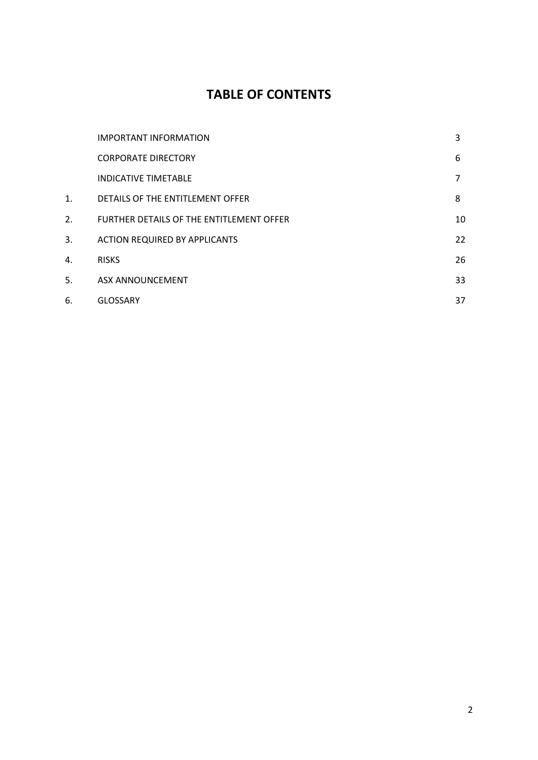# TABLE OF CONTENTS

| | | |
|---|---|---|
| | IMPORTANT INFORMATION | 3 |
| | CORPORATE DIRECTORY | 6 |
| | INDICATIVE TIMETABLE | 7 |
| 1. | DETAILS OF THE ENTITLEMENT OFFER | 8 |
| 2. | FURTHER DETAILS OF THE ENTITLEMENT OFFER | 10 |
| 3. | ACTION REQUIRED BY APPLICANTS | 22 |
| 4. | RISKS | 26 |
| 5. | ASX ANNOUNCEMENT | 33 |
| 6. | GLOSSARY | 37 |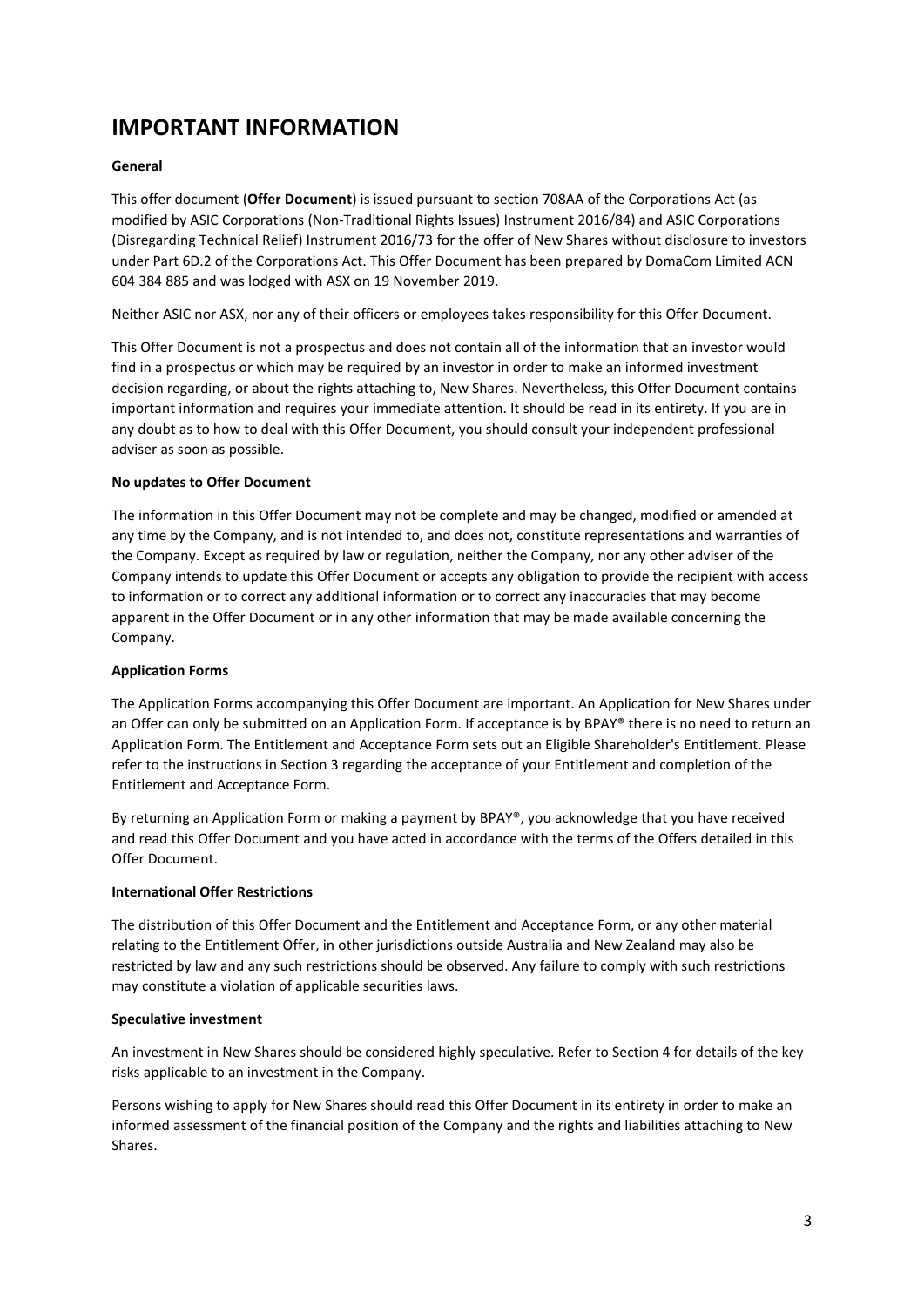# IMPORTANT INFORMATION

**General**

This offer document (**Offer Document**) is issued pursuant to section 708AA of the Corporations Act (as modified by ASIC Corporations (Non-Traditional Rights Issues) Instrument 2016/84) and ASIC Corporations (Disregarding Technical Relief) Instrument 2016/73 for the offer of New Shares without disclosure to investors under Part 6D.2 of the Corporations Act. This Offer Document has been prepared by DomaCom Limited ACN 604 384 885 and was lodged with ASX on 19 November 2019.

Neither ASIC nor ASX, nor any of their officers or employees takes responsibility for this Offer Document.

This Offer Document is not a prospectus and does not contain all of the information that an investor would find in a prospectus or which may be required by an investor in order to make an informed investment decision regarding, or about the rights attaching to, New Shares. Nevertheless, this Offer Document contains important information and requires your immediate attention. It should be read in its entirety. If you are in any doubt as to how to deal with this Offer Document, you should consult your independent professional adviser as soon as possible.

**No updates to Offer Document**

The information in this Offer Document may not be complete and may be changed, modified or amended at any time by the Company, and is not intended to, and does not, constitute representations and warranties of the Company. Except as required by law or regulation, neither the Company, nor any other adviser of the Company intends to update this Offer Document or accepts any obligation to provide the recipient with access to information or to correct any additional information or to correct any inaccuracies that may become apparent in the Offer Document or in any other information that may be made available concerning the Company.

**Application Forms**

The Application Forms accompanying this Offer Document are important. An Application for New Shares under an Offer can only be submitted on an Application Form. If acceptance is by BPAY® there is no need to return an Application Form. The Entitlement and Acceptance Form sets out an Eligible Shareholder's Entitlement. Please refer to the instructions in Section 3 regarding the acceptance of your Entitlement and completion of the Entitlement and Acceptance Form.

By returning an Application Form or making a payment by BPAY®, you acknowledge that you have received and read this Offer Document and you have acted in accordance with the terms of the Offers detailed in this Offer Document.

**International Offer Restrictions**

The distribution of this Offer Document and the Entitlement and Acceptance Form, or any other material relating to the Entitlement Offer, in other jurisdictions outside Australia and New Zealand may also be restricted by law and any such restrictions should be observed. Any failure to comply with such restrictions may constitute a violation of applicable securities laws.

**Speculative investment**

An investment in New Shares should be considered highly speculative. Refer to Section 4 for details of the key risks applicable to an investment in the Company.

Persons wishing to apply for New Shares should read this Offer Document in its entirety in order to make an informed assessment of the financial position of the Company and the rights and liabilities attaching to New Shares.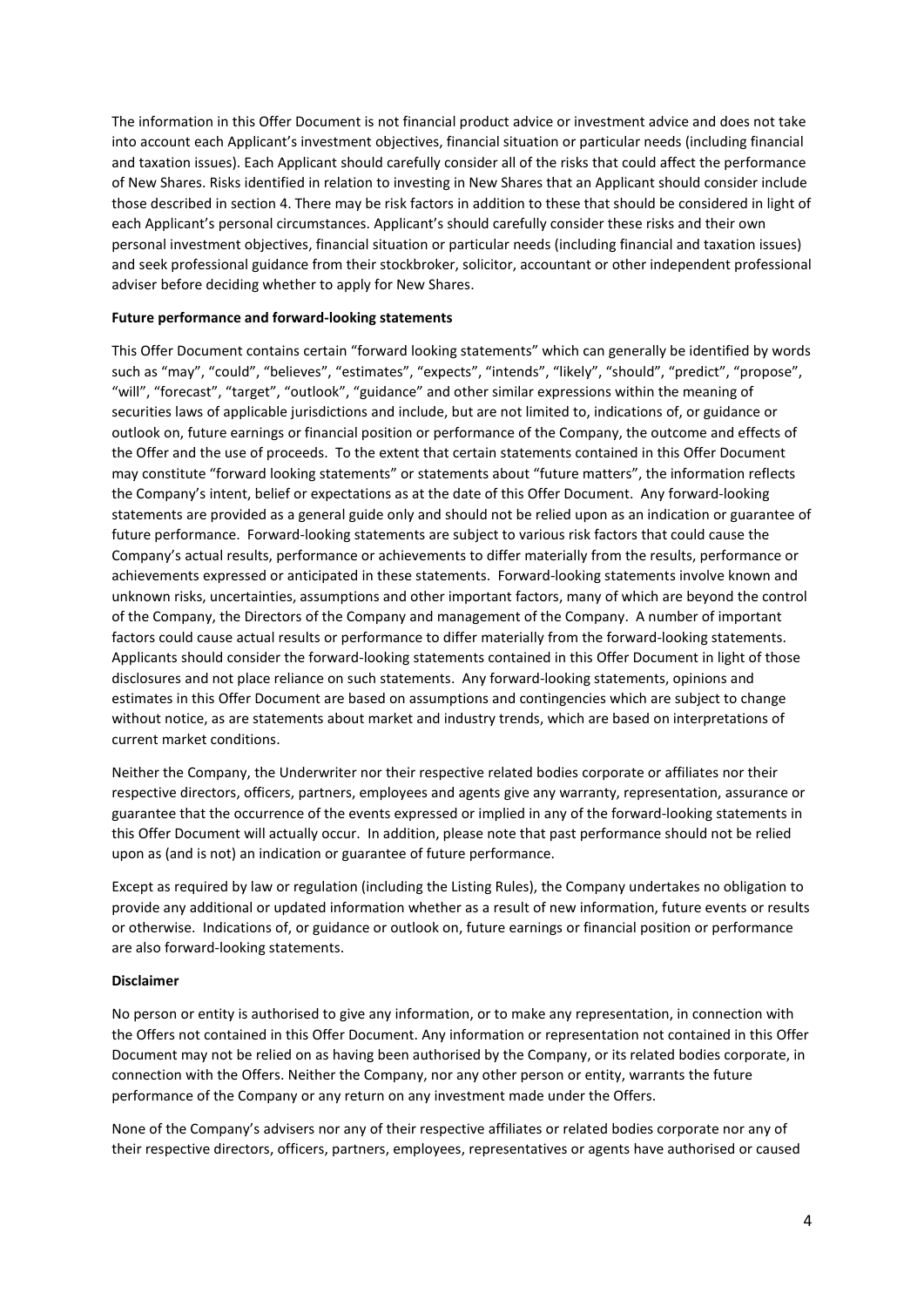The information in this Offer Document is not financial product advice or investment advice and does not take into account each Applicant's investment objectives, financial situation or particular needs (including financial and taxation issues). Each Applicant should carefully consider all of the risks that could affect the performance of New Shares. Risks identified in relation to investing in New Shares that an Applicant should consider include those described in section 4. There may be risk factors in addition to these that should be considered in light of each Applicant's personal circumstances. Applicant's should carefully consider these risks and their own personal investment objectives, financial situation or particular needs (including financial and taxation issues) and seek professional guidance from their stockbroker, solicitor, accountant or other independent professional adviser before deciding whether to apply for New Shares.

**Future performance and forward-looking statements**

This Offer Document contains certain "forward looking statements" which can generally be identified by words such as "may", "could", "believes", "estimates", "expects", "intends", "likely", "should", "predict", "propose", "will", "forecast", "target", "outlook", "guidance" and other similar expressions within the meaning of securities laws of applicable jurisdictions and include, but are not limited to, indications of, or guidance or outlook on, future earnings or financial position or performance of the Company, the outcome and effects of the Offer and the use of proceeds. To the extent that certain statements contained in this Offer Document may constitute "forward looking statements" or statements about "future matters", the information reflects the Company's intent, belief or expectations as at the date of this Offer Document. Any forward-looking statements are provided as a general guide only and should not be relied upon as an indication or guarantee of future performance. Forward-looking statements are subject to various risk factors that could cause the Company's actual results, performance or achievements to differ materially from the results, performance or achievements expressed or anticipated in these statements. Forward-looking statements involve known and unknown risks, uncertainties, assumptions and other important factors, many of which are beyond the control of the Company, the Directors of the Company and management of the Company. A number of important factors could cause actual results or performance to differ materially from the forward-looking statements. Applicants should consider the forward-looking statements contained in this Offer Document in light of those disclosures and not place reliance on such statements. Any forward-looking statements, opinions and estimates in this Offer Document are based on assumptions and contingencies which are subject to change without notice, as are statements about market and industry trends, which are based on interpretations of current market conditions.

Neither the Company, the Underwriter nor their respective related bodies corporate or affiliates nor their respective directors, officers, partners, employees and agents give any warranty, representation, assurance or guarantee that the occurrence of the events expressed or implied in any of the forward-looking statements in this Offer Document will actually occur. In addition, please note that past performance should not be relied upon as (and is not) an indication or guarantee of future performance.

Except as required by law or regulation (including the Listing Rules), the Company undertakes no obligation to provide any additional or updated information whether as a result of new information, future events or results or otherwise. Indications of, or guidance or outlook on, future earnings or financial position or performance are also forward-looking statements.

**Disclaimer**

No person or entity is authorised to give any information, or to make any representation, in connection with the Offers not contained in this Offer Document. Any information or representation not contained in this Offer Document may not be relied on as having been authorised by the Company, or its related bodies corporate, in connection with the Offers. Neither the Company, nor any other person or entity, warrants the future performance of the Company or any return on any investment made under the Offers.

None of the Company's advisers nor any of their respective affiliates or related bodies corporate nor any of their respective directors, officers, partners, employees, representatives or agents have authorised or caused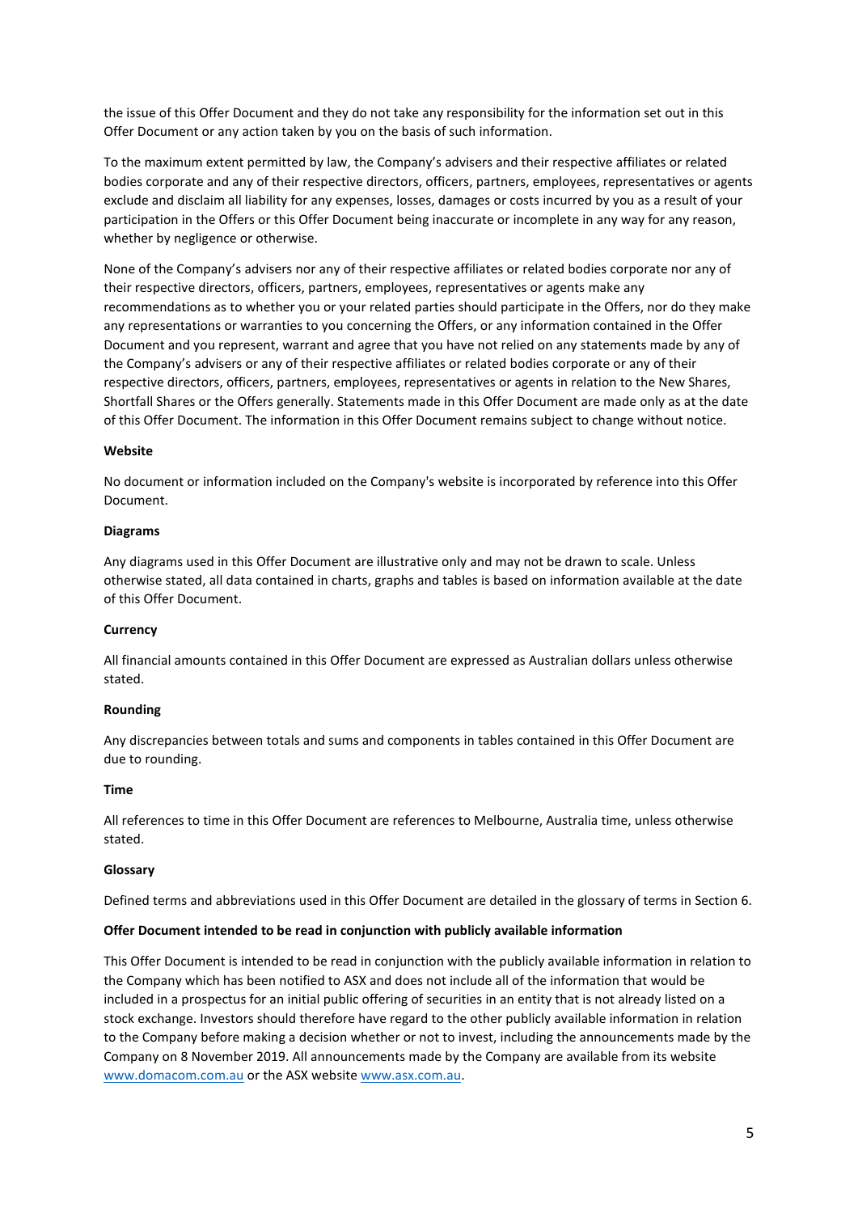the issue of this Offer Document and they do not take any responsibility for the information set out in this Offer Document or any action taken by you on the basis of such information.

To the maximum extent permitted by law, the Company's advisers and their respective affiliates or related bodies corporate and any of their respective directors, officers, partners, employees, representatives or agents exclude and disclaim all liability for any expenses, losses, damages or costs incurred by you as a result of your participation in the Offers or this Offer Document being inaccurate or incomplete in any way for any reason, whether by negligence or otherwise.

None of the Company's advisers nor any of their respective affiliates or related bodies corporate nor any of their respective directors, officers, partners, employees, representatives or agents make any recommendations as to whether you or your related parties should participate in the Offers, nor do they make any representations or warranties to you concerning the Offers, or any information contained in the Offer Document and you represent, warrant and agree that you have not relied on any statements made by any of the Company's advisers or any of their respective affiliates or related bodies corporate or any of their respective directors, officers, partners, employees, representatives or agents in relation to the New Shares, Shortfall Shares or the Offers generally. Statements made in this Offer Document are made only as at the date of this Offer Document. The information in this Offer Document remains subject to change without notice.

**Website**

No document or information included on the Company's website is incorporated by reference into this Offer Document.

**Diagrams**

Any diagrams used in this Offer Document are illustrative only and may not be drawn to scale. Unless otherwise stated, all data contained in charts, graphs and tables is based on information available at the date of this Offer Document.

**Currency**

All financial amounts contained in this Offer Document are expressed as Australian dollars unless otherwise stated.

**Rounding**

Any discrepancies between totals and sums and components in tables contained in this Offer Document are due to rounding.

**Time**

All references to time in this Offer Document are references to Melbourne, Australia time, unless otherwise stated.

**Glossary**

Defined terms and abbreviations used in this Offer Document are detailed in the glossary of terms in Section 6.

**Offer Document intended to be read in conjunction with publicly available information**

This Offer Document is intended to be read in conjunction with the publicly available information in relation to the Company which has been notified to ASX and does not include all of the information that would be included in a prospectus for an initial public offering of securities in an entity that is not already listed on a stock exchange. Investors should therefore have regard to the other publicly available information in relation to the Company before making a decision whether or not to invest, including the announcements made by the Company on 8 November 2019. All announcements made by the Company are available from its website www.domacom.com.au or the ASX website www.asx.com.au.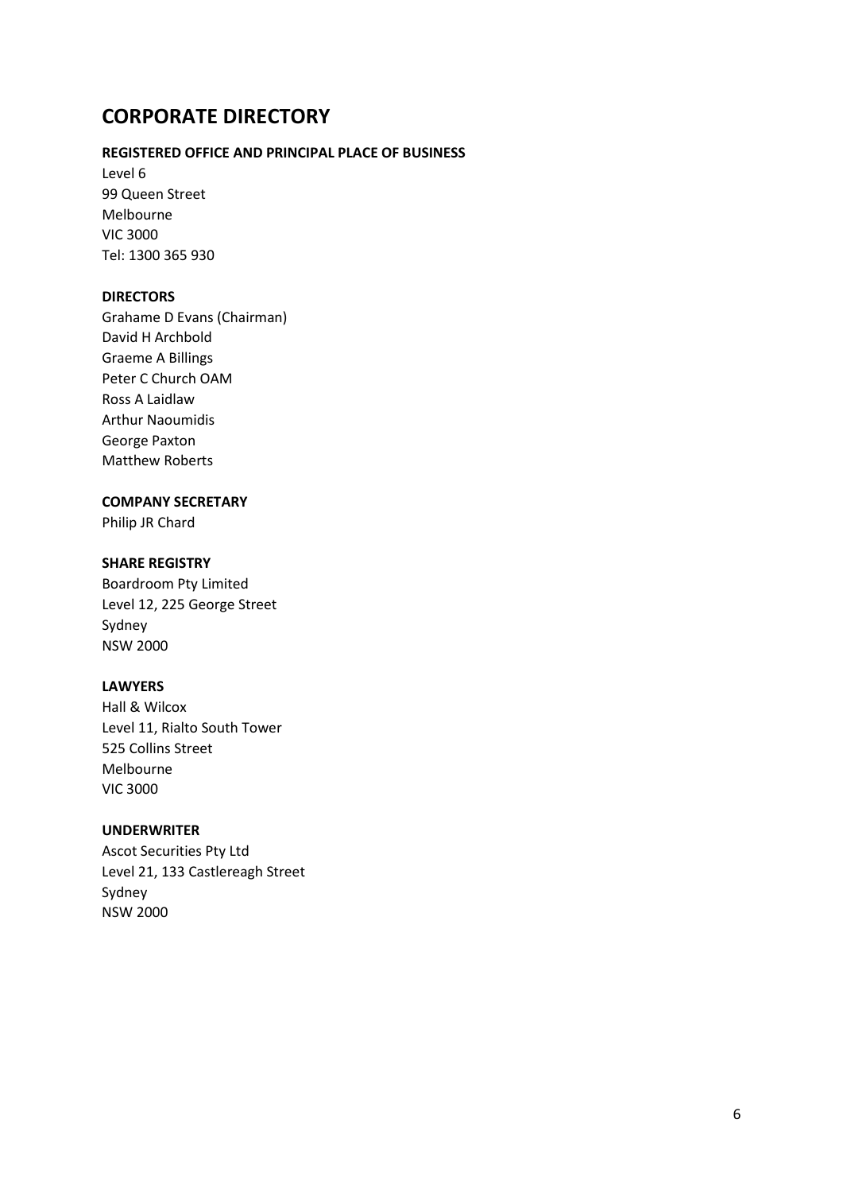# CORPORATE DIRECTORY

**REGISTERED OFFICE AND PRINCIPAL PLACE OF BUSINESS**

Level 6
99 Queen Street
Melbourne
VIC 3000
Tel: 1300 365 930

**DIRECTORS**

Grahame D Evans (Chairman)
David H Archbold
Graeme A Billings
Peter C Church OAM
Ross A Laidlaw
Arthur Naoumidis
George Paxton
Matthew Roberts

**COMPANY SECRETARY**

Philip JR Chard

**SHARE REGISTRY**

Boardroom Pty Limited
Level 12, 225 George Street
Sydney
NSW 2000

**LAWYERS**

Hall & Wilcox
Level 11, Rialto South Tower
525 Collins Street
Melbourne
VIC 3000

**UNDERWRITER**

Ascot Securities Pty Ltd
Level 21, 133 Castlereagh Street
Sydney
NSW 2000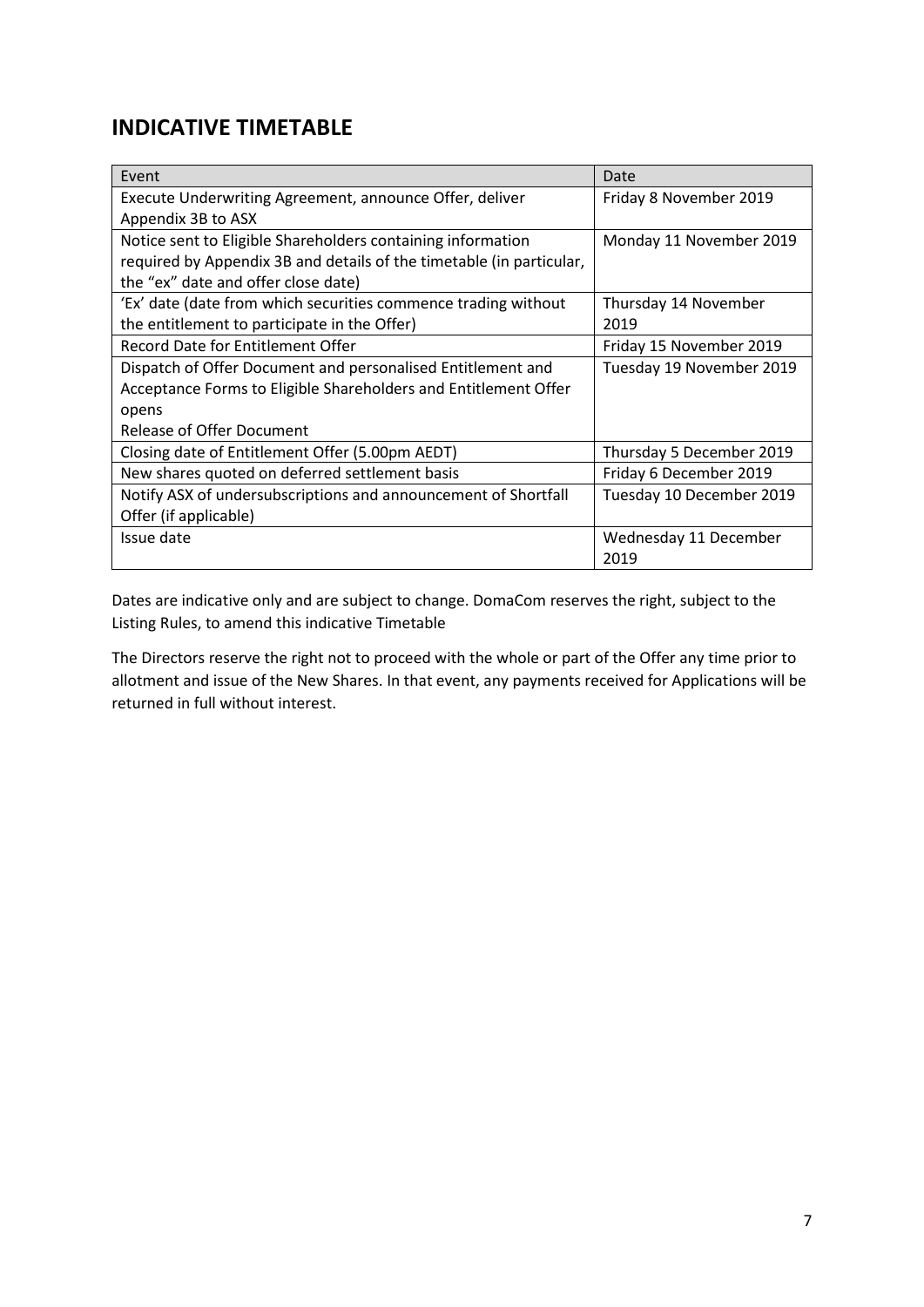## INDICATIVE TIMETABLE

| Event | Date |
|---|---|
| Execute Underwriting Agreement, announce Offer, deliver Appendix 3B to ASX | Friday 8 November 2019 |
| Notice sent to Eligible Shareholders containing information required by Appendix 3B and details of the timetable (in particular, the "ex" date and offer close date) | Monday 11 November 2019 |
| 'Ex' date (date from which securities commence trading without the entitlement to participate in the Offer) | Thursday 14 November 2019 |
| Record Date for Entitlement Offer | Friday 15 November 2019 |
| Dispatch of Offer Document and personalised Entitlement and Acceptance Forms to Eligible Shareholders and Entitlement Offer opens<br>Release of Offer Document | Tuesday 19 November 2019 |
| Closing date of Entitlement Offer (5.00pm AEDT) | Thursday 5 December 2019 |
| New shares quoted on deferred settlement basis | Friday 6 December 2019 |
| Notify ASX of undersubscriptions and announcement of Shortfall Offer (if applicable) | Tuesday 10 December 2019 |
| Issue date | Wednesday 11 December 2019 |

Dates are indicative only and are subject to change. DomaCom reserves the right, subject to the Listing Rules, to amend this indicative Timetable

The Directors reserve the right not to proceed with the whole or part of the Offer any time prior to allotment and issue of the New Shares. In that event, any payments received for Applications will be returned in full without interest.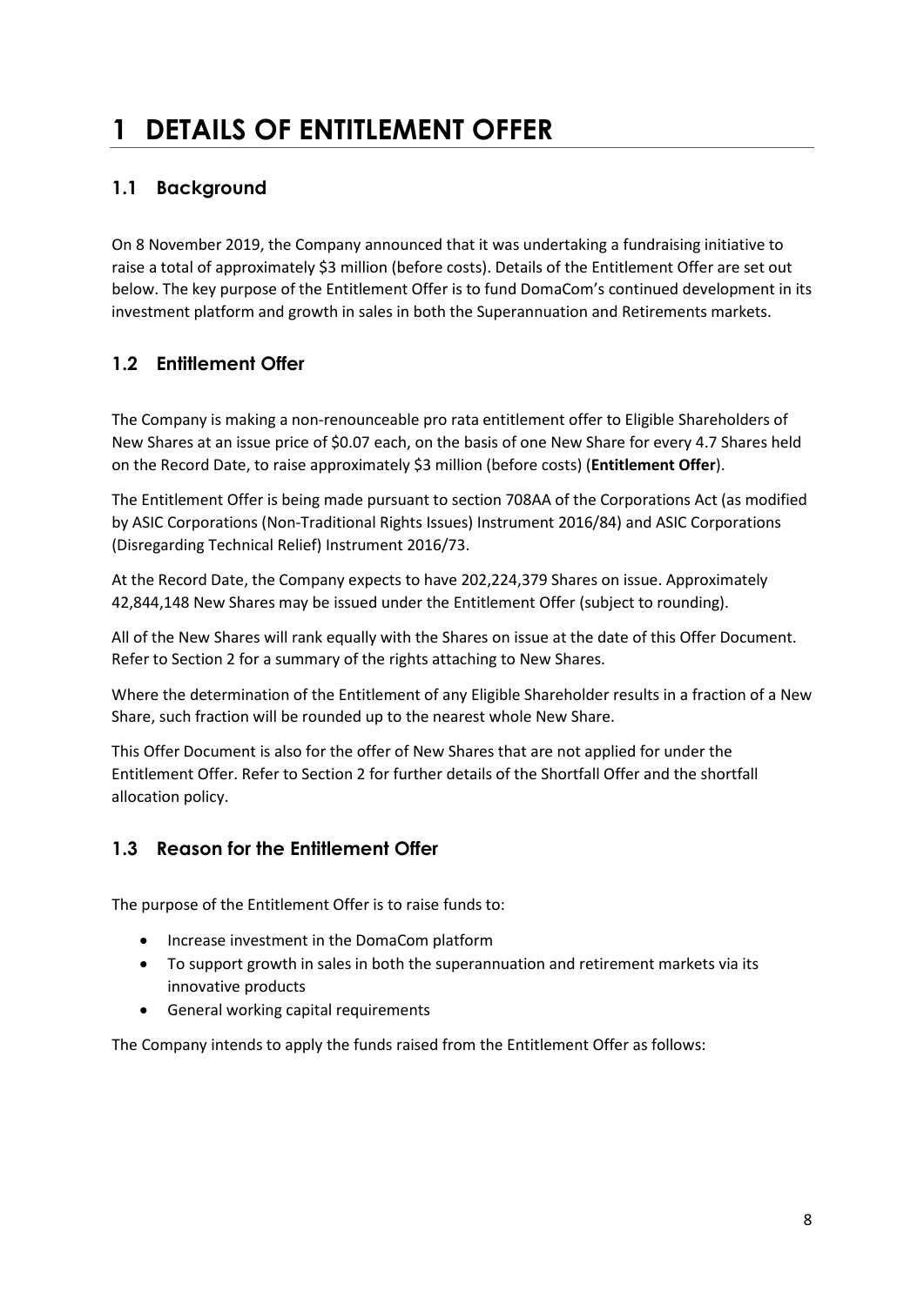# 1 DETAILS OF ENTITLEMENT OFFER

## 1.1 Background

On 8 November 2019, the Company announced that it was undertaking a fundraising initiative to raise a total of approximately $3 million (before costs). Details of the Entitlement Offer are set out below. The key purpose of the Entitlement Offer is to fund DomaCom's continued development in its investment platform and growth in sales in both the Superannuation and Retirements markets.

## 1.2 Entitlement Offer

The Company is making a non-renounceable pro rata entitlement offer to Eligible Shareholders of New Shares at an issue price of $0.07 each, on the basis of one New Share for every 4.7 Shares held on the Record Date, to raise approximately $3 million (before costs) (**Entitlement Offer**).

The Entitlement Offer is being made pursuant to section 708AA of the Corporations Act (as modified by ASIC Corporations (Non-Traditional Rights Issues) Instrument 2016/84) and ASIC Corporations (Disregarding Technical Relief) Instrument 2016/73.

At the Record Date, the Company expects to have 202,224,379 Shares on issue. Approximately 42,844,148 New Shares may be issued under the Entitlement Offer (subject to rounding).

All of the New Shares will rank equally with the Shares on issue at the date of this Offer Document. Refer to Section 2 for a summary of the rights attaching to New Shares.

Where the determination of the Entitlement of any Eligible Shareholder results in a fraction of a New Share, such fraction will be rounded up to the nearest whole New Share.

This Offer Document is also for the offer of New Shares that are not applied for under the Entitlement Offer. Refer to Section 2 for further details of the Shortfall Offer and the shortfall allocation policy.

## 1.3 Reason for the Entitlement Offer

The purpose of the Entitlement Offer is to raise funds to:

- Increase investment in the DomaCom platform
- To support growth in sales in both the superannuation and retirement markets via its innovative products
- General working capital requirements

The Company intends to apply the funds raised from the Entitlement Offer as follows: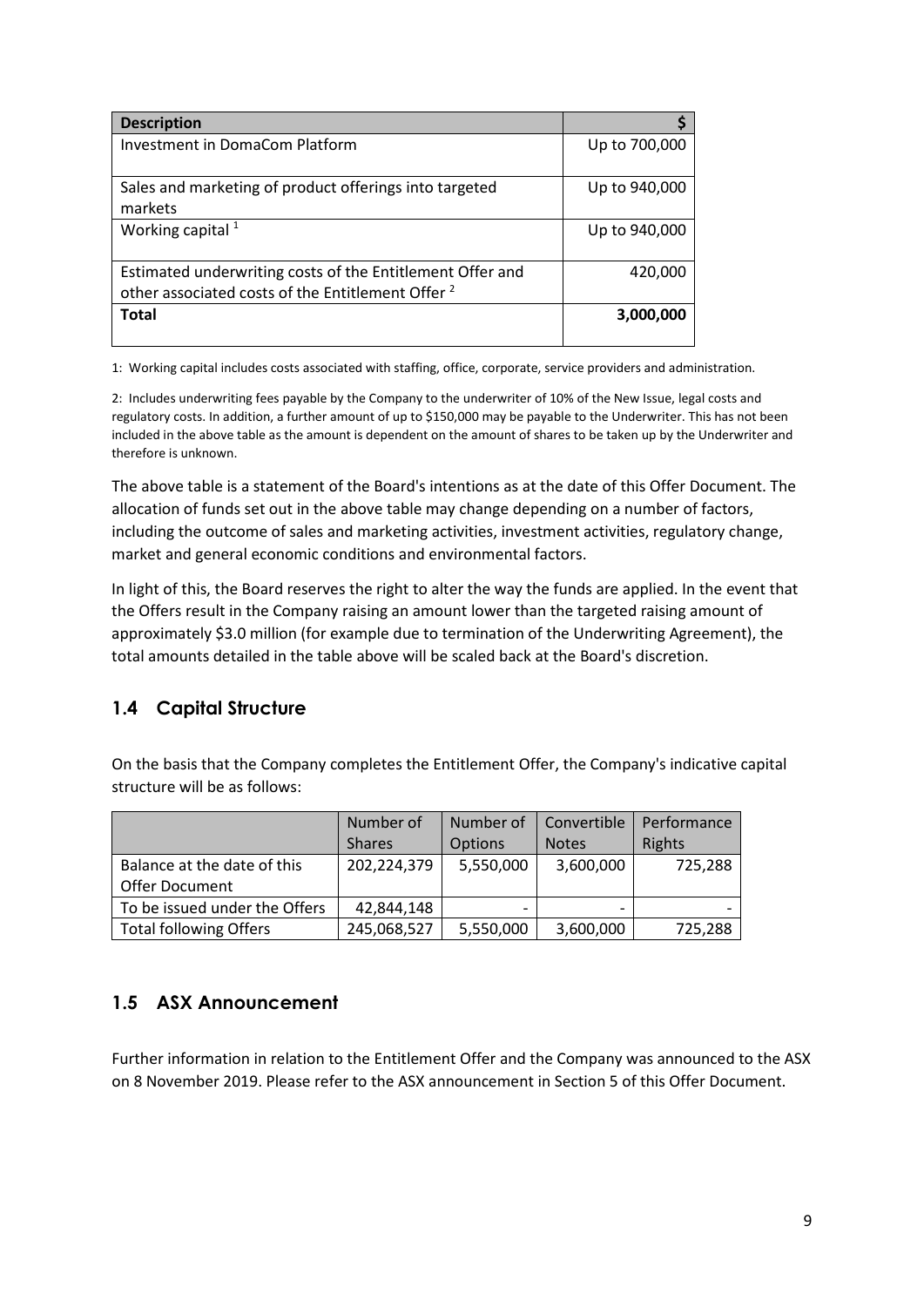| Description | $ |
| --- | --- |
| Investment in DomaCom Platform | Up to 700,000 |
| Sales and marketing of product offerings into targeted markets | Up to 940,000 |
| Working capital [1] | Up to 940,000 |
| Estimated underwriting costs of the Entitlement Offer and other associated costs of the Entitlement Offer [2] | 420,000 |
| **Total** | **3,000,000** |

1: Working capital includes costs associated with staffing, office, corporate, service providers and administration.

2: Includes underwriting fees payable by the Company to the underwriter of 10% of the New Issue, legal costs and regulatory costs. In addition, a further amount of up to $150,000 may be payable to the Underwriter. This has not been included in the above table as the amount is dependent on the amount of shares to be taken up by the Underwriter and therefore is unknown.

The above table is a statement of the Board's intentions as at the date of this Offer Document. The allocation of funds set out in the above table may change depending on a number of factors, including the outcome of sales and marketing activities, investment activities, regulatory change, market and general economic conditions and environmental factors.

In light of this, the Board reserves the right to alter the way the funds are applied. In the event that the Offers result in the Company raising an amount lower than the targeted raising amount of approximately $3.0 million (for example due to termination of the Underwriting Agreement), the total amounts detailed in the table above will be scaled back at the Board's discretion.

## 1.4 Capital Structure

On the basis that the Company completes the Entitlement Offer, the Company's indicative capital structure will be as follows:

| | Number of Shares | Number of Options | Convertible Notes | Performance Rights |
| --- | --- | --- | --- | --- |
| Balance at the date of this Offer Document | 202,224,379 | 5,550,000 | 3,600,000 | 725,288 |
| To be issued under the Offers | 42,844,148 | - | - | - |
| Total following Offers | 245,068,527 | 5,550,000 | 3,600,000 | 725,288 |

## 1.5 ASX Announcement

Further information in relation to the Entitlement Offer and the Company was announced to the ASX on 8 November 2019. Please refer to the ASX announcement in Section 5 of this Offer Document.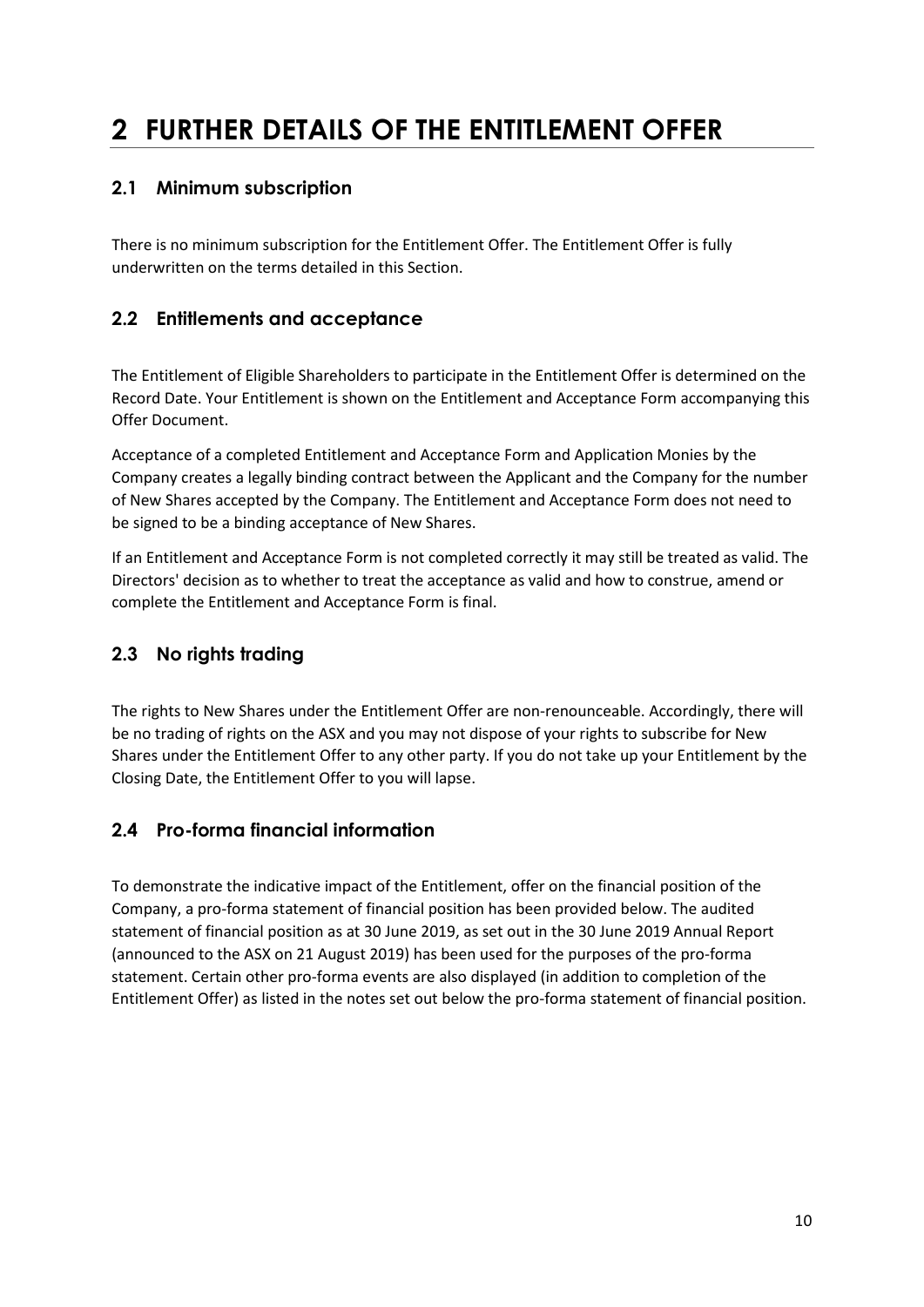# 2 FURTHER DETAILS OF THE ENTITLEMENT OFFER

## 2.1 Minimum subscription

There is no minimum subscription for the Entitlement Offer. The Entitlement Offer is fully underwritten on the terms detailed in this Section.

## 2.2 Entitlements and acceptance

The Entitlement of Eligible Shareholders to participate in the Entitlement Offer is determined on the Record Date. Your Entitlement is shown on the Entitlement and Acceptance Form accompanying this Offer Document.

Acceptance of a completed Entitlement and Acceptance Form and Application Monies by the Company creates a legally binding contract between the Applicant and the Company for the number of New Shares accepted by the Company. The Entitlement and Acceptance Form does not need to be signed to be a binding acceptance of New Shares.

If an Entitlement and Acceptance Form is not completed correctly it may still be treated as valid. The Directors' decision as to whether to treat the acceptance as valid and how to construe, amend or complete the Entitlement and Acceptance Form is final.

## 2.3 No rights trading

The rights to New Shares under the Entitlement Offer are non-renounceable. Accordingly, there will be no trading of rights on the ASX and you may not dispose of your rights to subscribe for New Shares under the Entitlement Offer to any other party. If you do not take up your Entitlement by the Closing Date, the Entitlement Offer to you will lapse.

## 2.4 Pro-forma financial information

To demonstrate the indicative impact of the Entitlement, offer on the financial position of the Company, a pro-forma statement of financial position has been provided below. The audited statement of financial position as at 30 June 2019, as set out in the 30 June 2019 Annual Report (announced to the ASX on 21 August 2019) has been used for the purposes of the pro-forma statement. Certain other pro-forma events are also displayed (in addition to completion of the Entitlement Offer) as listed in the notes set out below the pro-forma statement of financial position.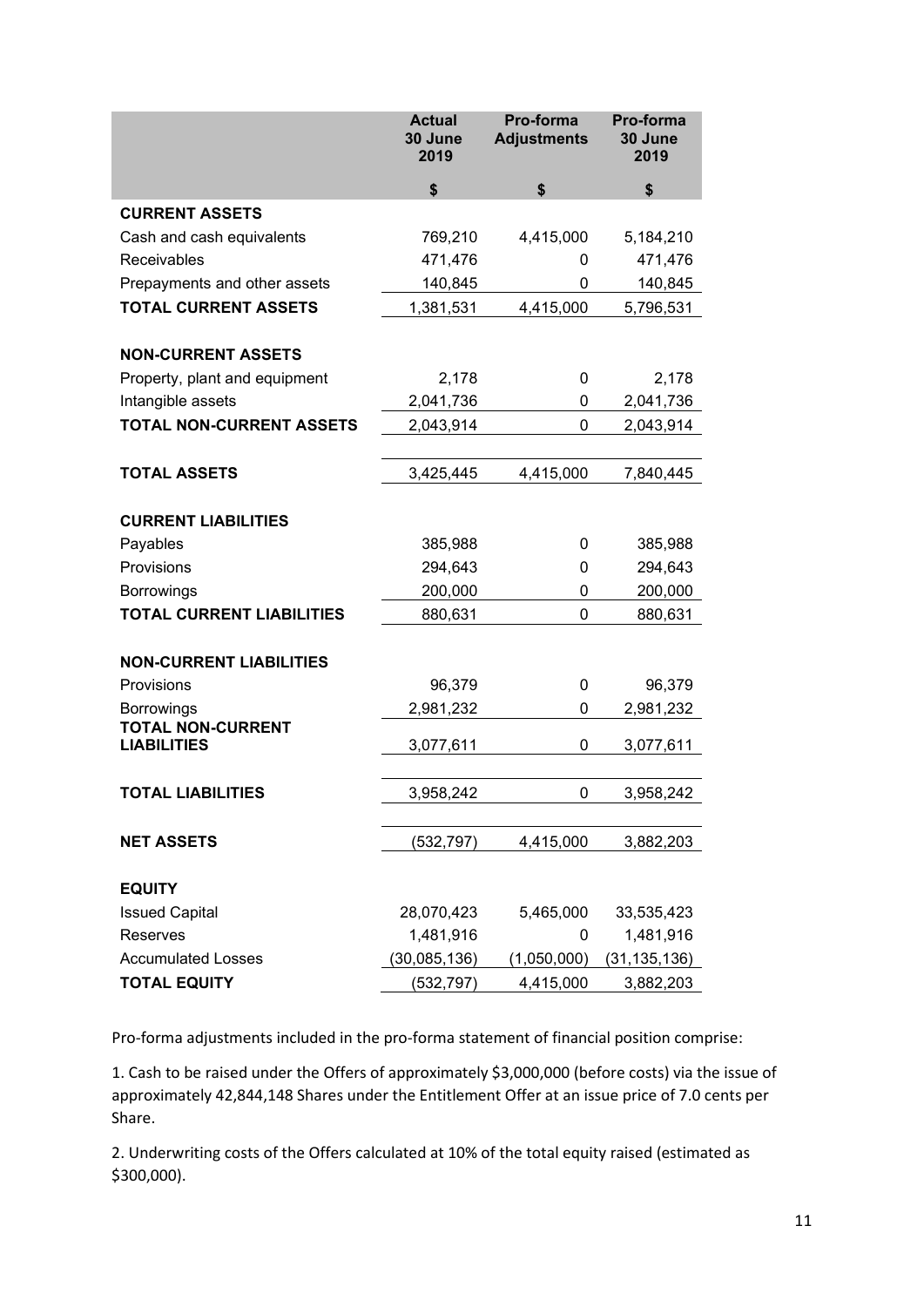| | Actual 30 June 2019 | Pro-forma Adjustments | Pro-forma 30 June 2019 |
|---|---|---|---|
| | $ | $ | $ |
| **CURRENT ASSETS** | | | |
| Cash and cash equivalents | 769,210 | 4,415,000 | 5,184,210 |
| Receivables | 471,476 | 0 | 471,476 |
| Prepayments and other assets | 140,845 | 0 | 140,845 |
| **TOTAL CURRENT ASSETS** | 1,381,531 | 4,415,000 | 5,796,531 |
| | | | |
| **NON-CURRENT ASSETS** | | | |
| Property, plant and equipment | 2,178 | 0 | 2,178 |
| Intangible assets | 2,041,736 | 0 | 2,041,736 |
| **TOTAL NON-CURRENT ASSETS** | 2,043,914 | 0 | 2,043,914 |
| | | | |
| **TOTAL ASSETS** | 3,425,445 | 4,415,000 | 7,840,445 |
| | | | |
| **CURRENT LIABILITIES** | | | |
| Payables | 385,988 | 0 | 385,988 |
| Provisions | 294,643 | 0 | 294,643 |
| Borrowings | 200,000 | 0 | 200,000 |
| **TOTAL CURRENT LIABILITIES** | 880,631 | 0 | 880,631 |
| | | | |
| **NON-CURRENT LIABILITIES** | | | |
| Provisions | 96,379 | 0 | 96,379 |
| Borrowings | 2,981,232 | 0 | 2,981,232 |
| **TOTAL NON-CURRENT LIABILITIES** | 3,077,611 | 0 | 3,077,611 |
| | | | |
| **TOTAL LIABILITIES** | 3,958,242 | 0 | 3,958,242 |
| | | | |
| **NET ASSETS** | (532,797) | 4,415,000 | 3,882,203 |
| | | | |
| **EQUITY** | | | |
| Issued Capital | 28,070,423 | 5,465,000 | 33,535,423 |
| Reserves | 1,481,916 | 0 | 1,481,916 |
| Accumulated Losses | (30,085,136) | (1,050,000) | (31,135,136) |
| **TOTAL EQUITY** | (532,797) | 4,415,000 | 3,882,203 |

Pro-forma adjustments included in the pro-forma statement of financial position comprise:

1. Cash to be raised under the Offers of approximately $3,000,000 (before costs) via the issue of approximately 42,844,148 Shares under the Entitlement Offer at an issue price of 7.0 cents per Share.

2. Underwriting costs of the Offers calculated at 10% of the total equity raised (estimated as $300,000).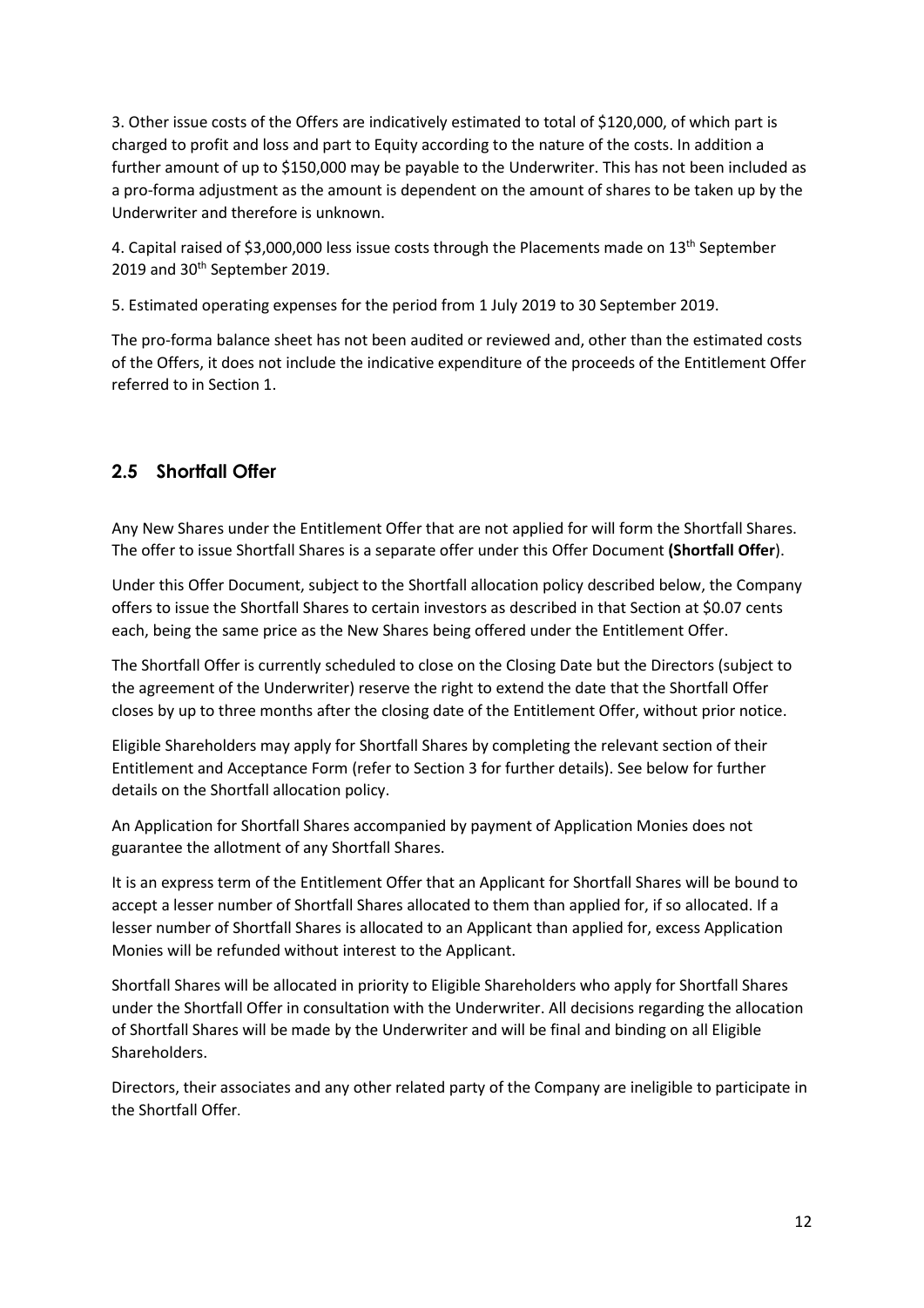3. Other issue costs of the Offers are indicatively estimated to total of $120,000, of which part is charged to profit and loss and part to Equity according to the nature of the costs. In addition a further amount of up to $150,000 may be payable to the Underwriter. This has not been included as a pro-forma adjustment as the amount is dependent on the amount of shares to be taken up by the Underwriter and therefore is unknown.

4. Capital raised of $3,000,000 less issue costs through the Placements made on 13th September 2019 and 30th September 2019.

5. Estimated operating expenses for the period from 1 July 2019 to 30 September 2019.

The pro-forma balance sheet has not been audited or reviewed and, other than the estimated costs of the Offers, it does not include the indicative expenditure of the proceeds of the Entitlement Offer referred to in Section 1.

## 2.5 Shortfall Offer

Any New Shares under the Entitlement Offer that are not applied for will form the Shortfall Shares. The offer to issue Shortfall Shares is a separate offer under this Offer Document **(Shortfall Offer**).

Under this Offer Document, subject to the Shortfall allocation policy described below, the Company offers to issue the Shortfall Shares to certain investors as described in that Section at $0.07 cents each, being the same price as the New Shares being offered under the Entitlement Offer.

The Shortfall Offer is currently scheduled to close on the Closing Date but the Directors (subject to the agreement of the Underwriter) reserve the right to extend the date that the Shortfall Offer closes by up to three months after the closing date of the Entitlement Offer, without prior notice.

Eligible Shareholders may apply for Shortfall Shares by completing the relevant section of their Entitlement and Acceptance Form (refer to Section 3 for further details). See below for further details on the Shortfall allocation policy.

An Application for Shortfall Shares accompanied by payment of Application Monies does not guarantee the allotment of any Shortfall Shares.

It is an express term of the Entitlement Offer that an Applicant for Shortfall Shares will be bound to accept a lesser number of Shortfall Shares allocated to them than applied for, if so allocated. If a lesser number of Shortfall Shares is allocated to an Applicant than applied for, excess Application Monies will be refunded without interest to the Applicant.

Shortfall Shares will be allocated in priority to Eligible Shareholders who apply for Shortfall Shares under the Shortfall Offer in consultation with the Underwriter. All decisions regarding the allocation of Shortfall Shares will be made by the Underwriter and will be final and binding on all Eligible Shareholders.

Directors, their associates and any other related party of the Company are ineligible to participate in the Shortfall Offer.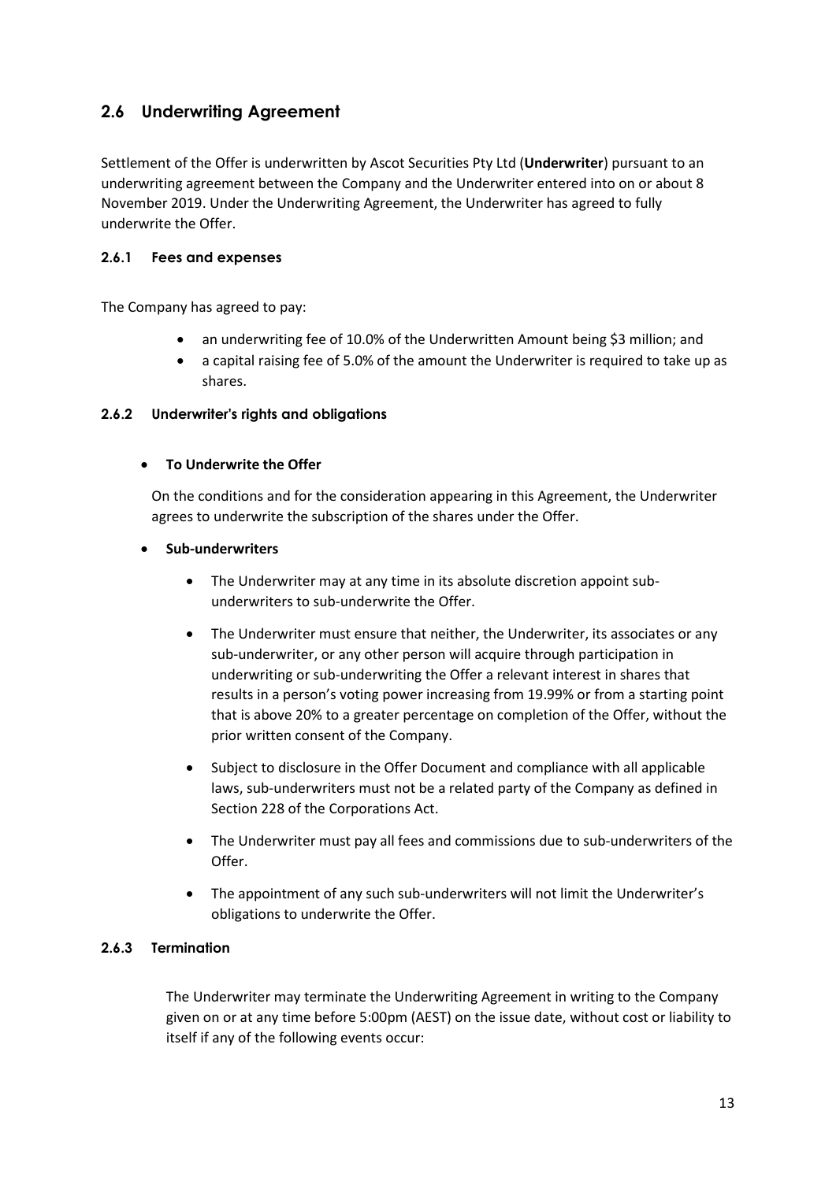## 2.6 Underwriting Agreement

Settlement of the Offer is underwritten by Ascot Securities Pty Ltd (**Underwriter**) pursuant to an underwriting agreement between the Company and the Underwriter entered into on or about 8 November 2019. Under the Underwriting Agreement, the Underwriter has agreed to fully underwrite the Offer.

### 2.6.1 Fees and expenses

The Company has agreed to pay:

- an underwriting fee of 10.0% of the Underwritten Amount being $3 million; and
- a capital raising fee of 5.0% of the amount the Underwriter is required to take up as shares.

### 2.6.2 Underwriter's rights and obligations

- **To Underwrite the Offer**

  On the conditions and for the consideration appearing in this Agreement, the Underwriter agrees to underwrite the subscription of the shares under the Offer.

- **Sub-underwriters**

  - The Underwriter may at any time in its absolute discretion appoint sub-underwriters to sub-underwrite the Offer.
  - The Underwriter must ensure that neither, the Underwriter, its associates or any sub-underwriter, or any other person will acquire through participation in underwriting or sub-underwriting the Offer a relevant interest in shares that results in a person's voting power increasing from 19.99% or from a starting point that is above 20% to a greater percentage on completion of the Offer, without the prior written consent of the Company.
  - Subject to disclosure in the Offer Document and compliance with all applicable laws, sub-underwriters must not be a related party of the Company as defined in Section 228 of the Corporations Act.
  - The Underwriter must pay all fees and commissions due to sub-underwriters of the Offer.
  - The appointment of any such sub-underwriters will not limit the Underwriter's obligations to underwrite the Offer.

### 2.6.3 Termination

The Underwriter may terminate the Underwriting Agreement in writing to the Company given on or at any time before 5:00pm (AEST) on the issue date, without cost or liability to itself if any of the following events occur: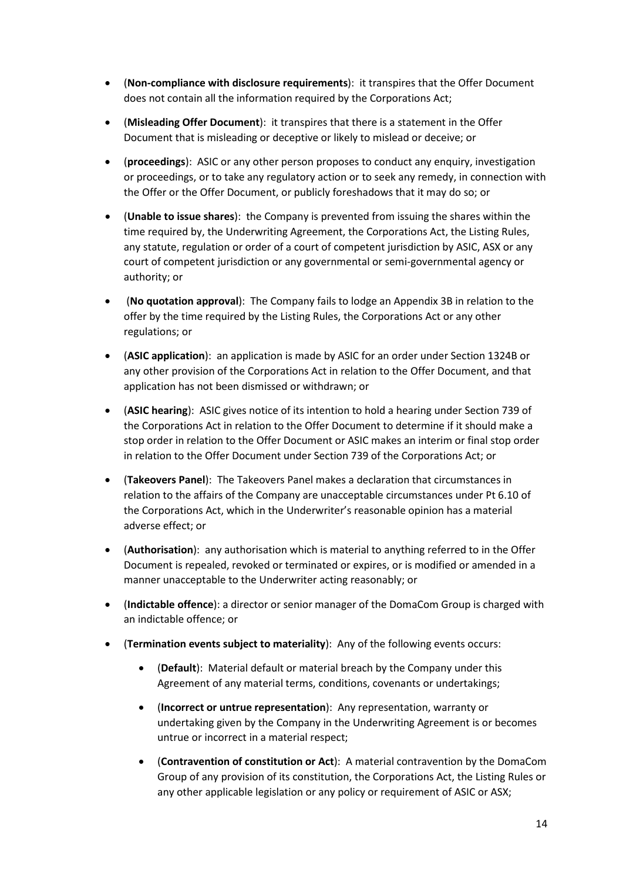- (**Non-compliance with disclosure requirements**): it transpires that the Offer Document does not contain all the information required by the Corporations Act;
- (**Misleading Offer Document**): it transpires that there is a statement in the Offer Document that is misleading or deceptive or likely to mislead or deceive; or
- (**proceedings**): ASIC or any other person proposes to conduct any enquiry, investigation or proceedings, or to take any regulatory action or to seek any remedy, in connection with the Offer or the Offer Document, or publicly foreshadows that it may do so; or
- (**Unable to issue shares**): the Company is prevented from issuing the shares within the time required by, the Underwriting Agreement, the Corporations Act, the Listing Rules, any statute, regulation or order of a court of competent jurisdiction by ASIC, ASX or any court of competent jurisdiction or any governmental or semi-governmental agency or authority; or
- (**No quotation approval**): The Company fails to lodge an Appendix 3B in relation to the offer by the time required by the Listing Rules, the Corporations Act or any other regulations; or
- (**ASIC application**): an application is made by ASIC for an order under Section 1324B or any other provision of the Corporations Act in relation to the Offer Document, and that application has not been dismissed or withdrawn; or
- (**ASIC hearing**): ASIC gives notice of its intention to hold a hearing under Section 739 of the Corporations Act in relation to the Offer Document to determine if it should make a stop order in relation to the Offer Document or ASIC makes an interim or final stop order in relation to the Offer Document under Section 739 of the Corporations Act; or
- (**Takeovers Panel**): The Takeovers Panel makes a declaration that circumstances in relation to the affairs of the Company are unacceptable circumstances under Pt 6.10 of the Corporations Act, which in the Underwriter's reasonable opinion has a material adverse effect; or
- (**Authorisation**): any authorisation which is material to anything referred to in the Offer Document is repealed, revoked or terminated or expires, or is modified or amended in a manner unacceptable to the Underwriter acting reasonably; or
- (**Indictable offence**): a director or senior manager of the DomaCom Group is charged with an indictable offence; or
- (**Termination events subject to materiality**): Any of the following events occurs:
  - (**Default**): Material default or material breach by the Company under this Agreement of any material terms, conditions, covenants or undertakings;
  - (**Incorrect or untrue representation**): Any representation, warranty or undertaking given by the Company in the Underwriting Agreement is or becomes untrue or incorrect in a material respect;
  - (**Contravention of constitution or Act**): A material contravention by the DomaCom Group of any provision of its constitution, the Corporations Act, the Listing Rules or any other applicable legislation or any policy or requirement of ASIC or ASX;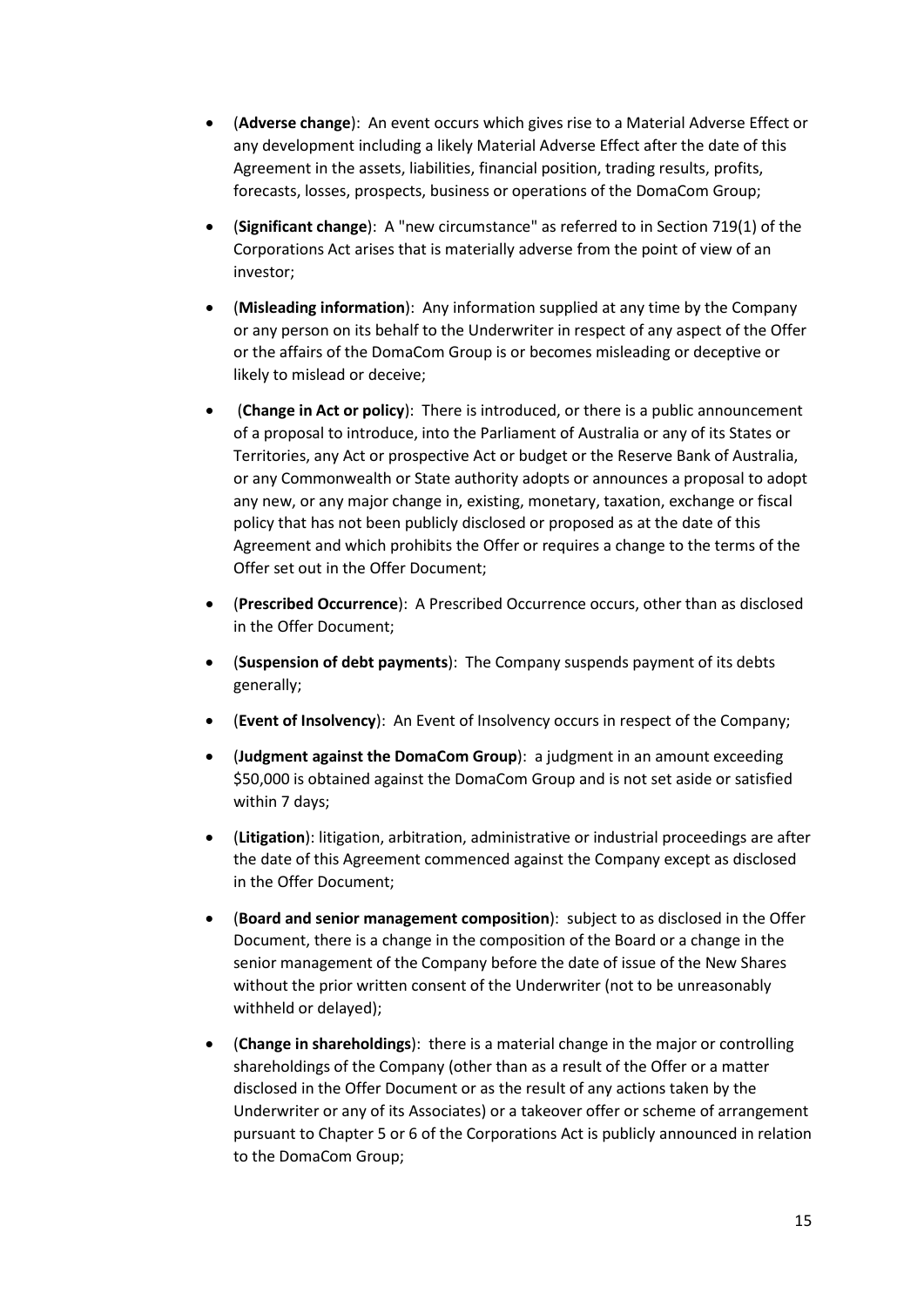- (**Adverse change**): An event occurs which gives rise to a Material Adverse Effect or any development including a likely Material Adverse Effect after the date of this Agreement in the assets, liabilities, financial position, trading results, profits, forecasts, losses, prospects, business or operations of the DomaCom Group;

- (**Significant change**): A "new circumstance" as referred to in Section 719(1) of the Corporations Act arises that is materially adverse from the point of view of an investor;

- (**Misleading information**): Any information supplied at any time by the Company or any person on its behalf to the Underwriter in respect of any aspect of the Offer or the affairs of the DomaCom Group is or becomes misleading or deceptive or likely to mislead or deceive;

- (**Change in Act or policy**): There is introduced, or there is a public announcement of a proposal to introduce, into the Parliament of Australia or any of its States or Territories, any Act or prospective Act or budget or the Reserve Bank of Australia, or any Commonwealth or State authority adopts or announces a proposal to adopt any new, or any major change in, existing, monetary, taxation, exchange or fiscal policy that has not been publicly disclosed or proposed as at the date of this Agreement and which prohibits the Offer or requires a change to the terms of the Offer set out in the Offer Document;

- (**Prescribed Occurrence**): A Prescribed Occurrence occurs, other than as disclosed in the Offer Document;

- (**Suspension of debt payments**): The Company suspends payment of its debts generally;

- (**Event of Insolvency**): An Event of Insolvency occurs in respect of the Company;

- (**Judgment against the DomaCom Group**): a judgment in an amount exceeding $50,000 is obtained against the DomaCom Group and is not set aside or satisfied within 7 days;

- (**Litigation**): litigation, arbitration, administrative or industrial proceedings are after the date of this Agreement commenced against the Company except as disclosed in the Offer Document;

- (**Board and senior management composition**): subject to as disclosed in the Offer Document, there is a change in the composition of the Board or a change in the senior management of the Company before the date of issue of the New Shares without the prior written consent of the Underwriter (not to be unreasonably withheld or delayed);

- (**Change in shareholdings**): there is a material change in the major or controlling shareholdings of the Company (other than as a result of the Offer or a matter disclosed in the Offer Document or as the result of any actions taken by the Underwriter or any of its Associates) or a takeover offer or scheme of arrangement pursuant to Chapter 5 or 6 of the Corporations Act is publicly announced in relation to the DomaCom Group;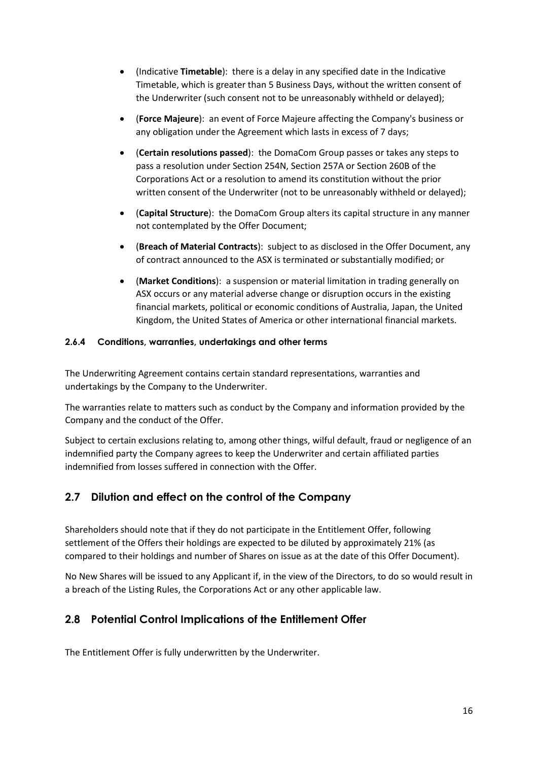- (Indicative **Timetable**): there is a delay in any specified date in the Indicative Timetable, which is greater than 5 Business Days, without the written consent of the Underwriter (such consent not to be unreasonably withheld or delayed);
- (**Force Majeure**): an event of Force Majeure affecting the Company's business or any obligation under the Agreement which lasts in excess of 7 days;
- (**Certain resolutions passed**): the DomaCom Group passes or takes any steps to pass a resolution under Section 254N, Section 257A or Section 260B of the Corporations Act or a resolution to amend its constitution without the prior written consent of the Underwriter (not to be unreasonably withheld or delayed);
- (**Capital Structure**): the DomaCom Group alters its capital structure in any manner not contemplated by the Offer Document;
- (**Breach of Material Contracts**): subject to as disclosed in the Offer Document, any of contract announced to the ASX is terminated or substantially modified; or
- (**Market Conditions**): a suspension or material limitation in trading generally on ASX occurs or any material adverse change or disruption occurs in the existing financial markets, political or economic conditions of Australia, Japan, the United Kingdom, the United States of America or other international financial markets.

#### 2.6.4 Conditions, warranties, undertakings and other terms

The Underwriting Agreement contains certain standard representations, warranties and undertakings by the Company to the Underwriter.

The warranties relate to matters such as conduct by the Company and information provided by the Company and the conduct of the Offer.

Subject to certain exclusions relating to, among other things, wilful default, fraud or negligence of an indemnified party the Company agrees to keep the Underwriter and certain affiliated parties indemnified from losses suffered in connection with the Offer.

## 2.7 Dilution and effect on the control of the Company

Shareholders should note that if they do not participate in the Entitlement Offer, following settlement of the Offers their holdings are expected to be diluted by approximately 21% (as compared to their holdings and number of Shares on issue as at the date of this Offer Document).

No New Shares will be issued to any Applicant if, in the view of the Directors, to do so would result in a breach of the Listing Rules, the Corporations Act or any other applicable law.

## 2.8 Potential Control Implications of the Entitlement Offer

The Entitlement Offer is fully underwritten by the Underwriter.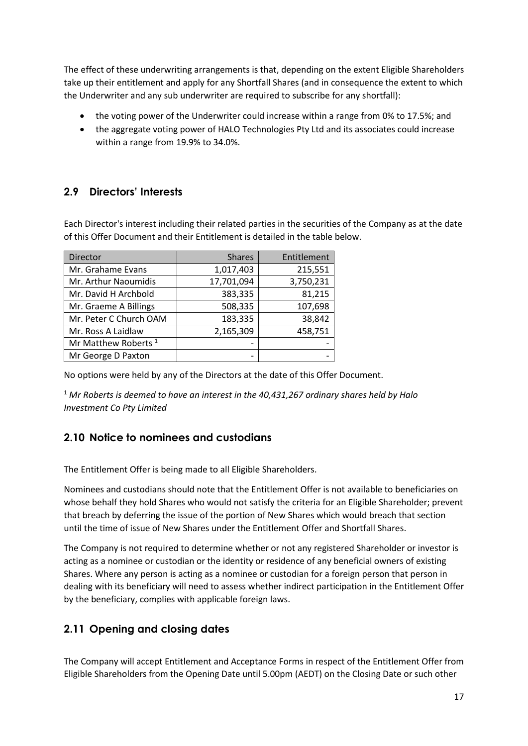The effect of these underwriting arrangements is that, depending on the extent Eligible Shareholders take up their entitlement and apply for any Shortfall Shares (and in consequence the extent to which the Underwriter and any sub underwriter are required to subscribe for any shortfall):

- the voting power of the Underwriter could increase within a range from 0% to 17.5%; and
- the aggregate voting power of HALO Technologies Pty Ltd and its associates could increase within a range from 19.9% to 34.0%.

## 2.9 Directors' Interests

Each Director's interest including their related parties in the securities of the Company as at the date of this Offer Document and their Entitlement is detailed in the table below.

| Director | Shares | Entitlement |
|---|---:|---:|
| Mr. Grahame Evans | 1,017,403 | 215,551 |
| Mr. Arthur Naoumidis | 17,701,094 | 3,750,231 |
| Mr. David H Archbold | 383,335 | 81,215 |
| Mr. Graeme A Billings | 508,335 | 107,698 |
| Mr. Peter C Church OAM | 183,335 | 38,842 |
| Mr. Ross A Laidlaw | 2,165,309 | 458,751 |
| Mr Matthew Roberts [1] | - | - |
| Mr George D Paxton | - | - |

No options were held by any of the Directors at the date of this Offer Document.

[1] *Mr Roberts is deemed to have an interest in the 40,431,267 ordinary shares held by Halo Investment Co Pty Limited*

## 2.10 Notice to nominees and custodians

The Entitlement Offer is being made to all Eligible Shareholders.

Nominees and custodians should note that the Entitlement Offer is not available to beneficiaries on whose behalf they hold Shares who would not satisfy the criteria for an Eligible Shareholder; prevent that breach by deferring the issue of the portion of New Shares which would breach that section until the time of issue of New Shares under the Entitlement Offer and Shortfall Shares.

The Company is not required to determine whether or not any registered Shareholder or investor is acting as a nominee or custodian or the identity or residence of any beneficial owners of existing Shares. Where any person is acting as a nominee or custodian for a foreign person that person in dealing with its beneficiary will need to assess whether indirect participation in the Entitlement Offer by the beneficiary, complies with applicable foreign laws.

## 2.11 Opening and closing dates

The Company will accept Entitlement and Acceptance Forms in respect of the Entitlement Offer from Eligible Shareholders from the Opening Date until 5.00pm (AEDT) on the Closing Date or such other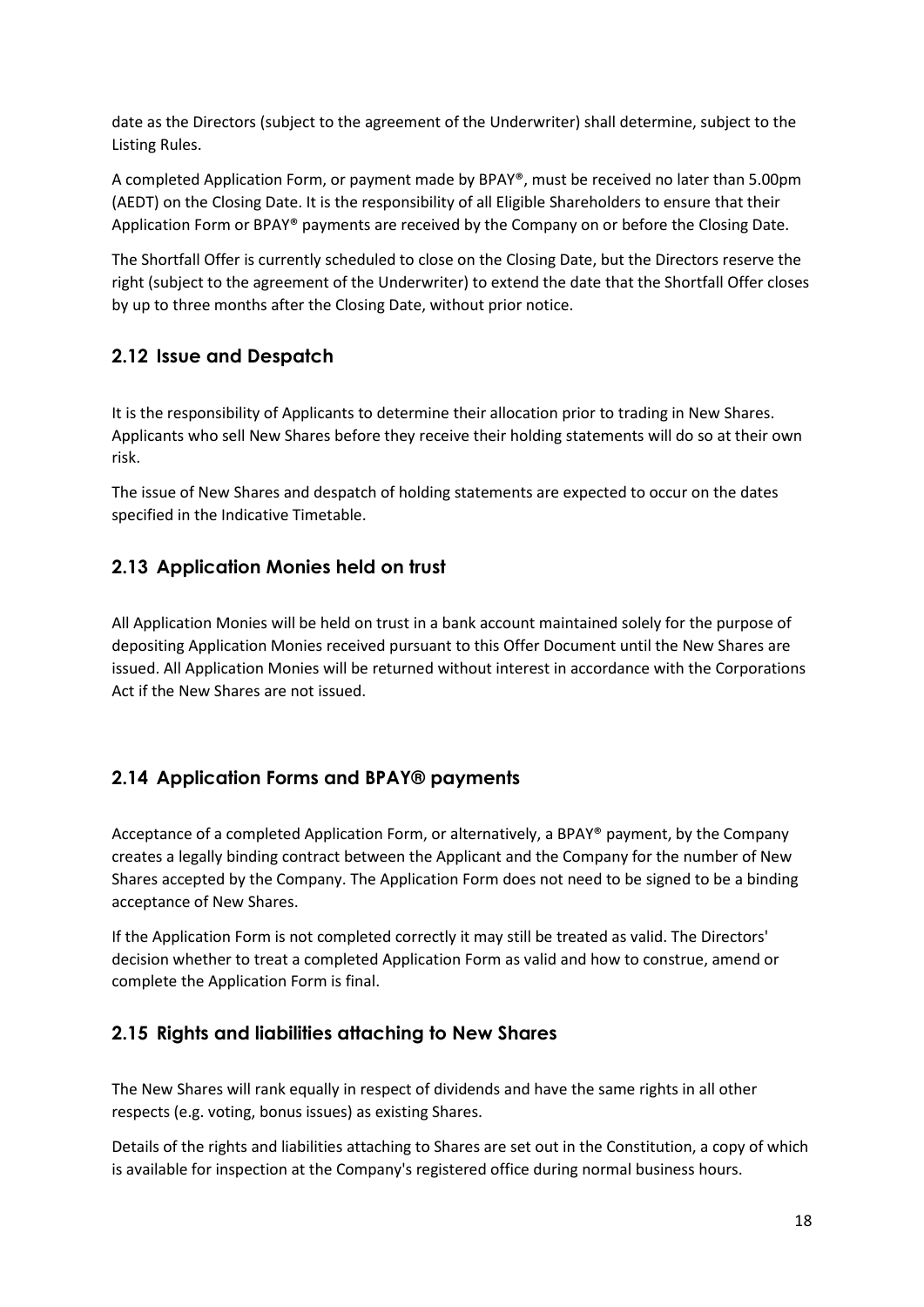date as the Directors (subject to the agreement of the Underwriter) shall determine, subject to the Listing Rules.

A completed Application Form, or payment made by BPAY®, must be received no later than 5.00pm (AEDT) on the Closing Date. It is the responsibility of all Eligible Shareholders to ensure that their Application Form or BPAY® payments are received by the Company on or before the Closing Date.

The Shortfall Offer is currently scheduled to close on the Closing Date, but the Directors reserve the right (subject to the agreement of the Underwriter) to extend the date that the Shortfall Offer closes by up to three months after the Closing Date, without prior notice.

## 2.12 Issue and Despatch

It is the responsibility of Applicants to determine their allocation prior to trading in New Shares. Applicants who sell New Shares before they receive their holding statements will do so at their own risk.

The issue of New Shares and despatch of holding statements are expected to occur on the dates specified in the Indicative Timetable.

## 2.13 Application Monies held on trust

All Application Monies will be held on trust in a bank account maintained solely for the purpose of depositing Application Monies received pursuant to this Offer Document until the New Shares are issued. All Application Monies will be returned without interest in accordance with the Corporations Act if the New Shares are not issued.

## 2.14 Application Forms and BPAY® payments

Acceptance of a completed Application Form, or alternatively, a BPAY® payment, by the Company creates a legally binding contract between the Applicant and the Company for the number of New Shares accepted by the Company. The Application Form does not need to be signed to be a binding acceptance of New Shares.

If the Application Form is not completed correctly it may still be treated as valid. The Directors' decision whether to treat a completed Application Form as valid and how to construe, amend or complete the Application Form is final.

## 2.15 Rights and liabilities attaching to New Shares

The New Shares will rank equally in respect of dividends and have the same rights in all other respects (e.g. voting, bonus issues) as existing Shares.

Details of the rights and liabilities attaching to Shares are set out in the Constitution, a copy of which is available for inspection at the Company's registered office during normal business hours.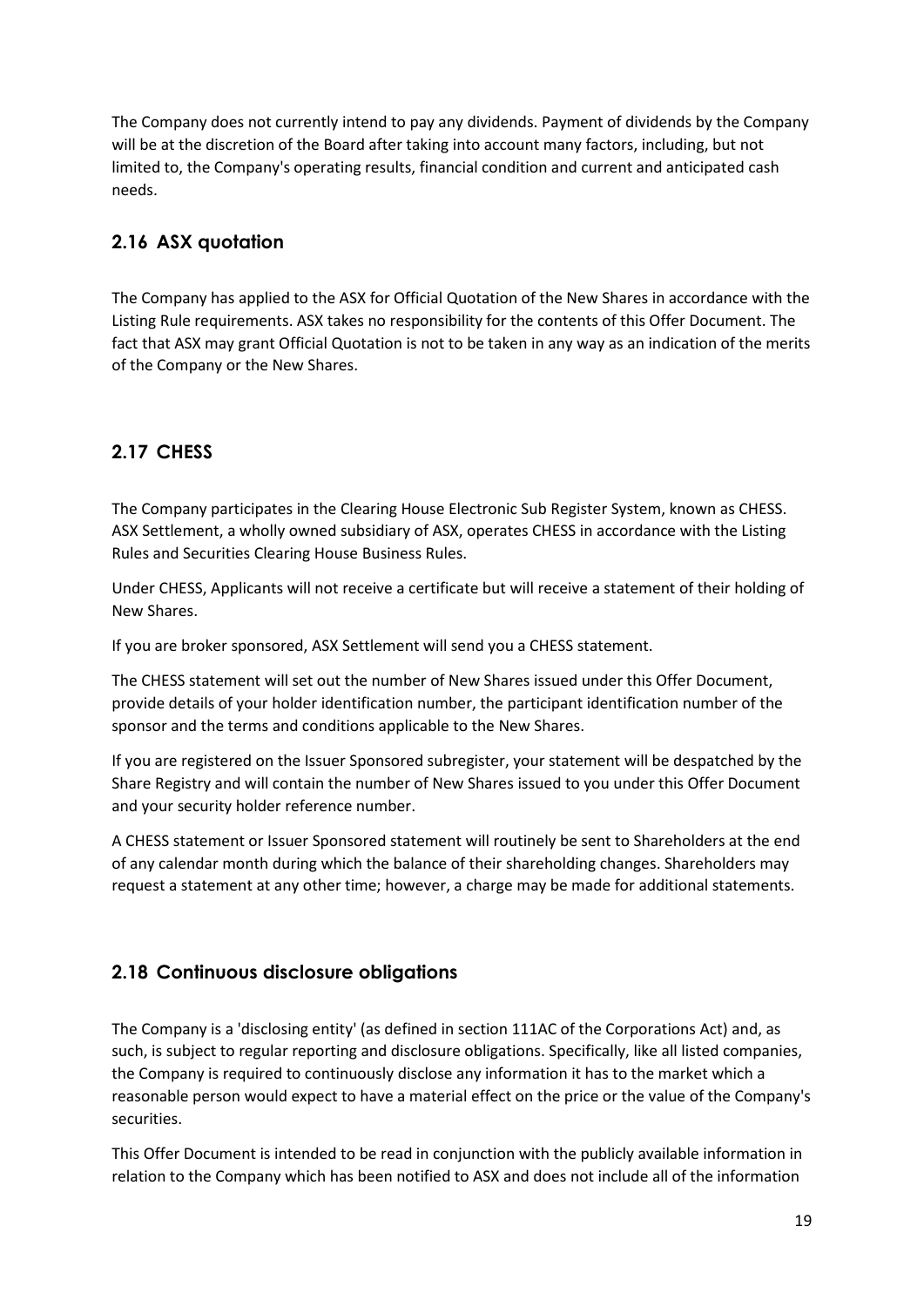The Company does not currently intend to pay any dividends. Payment of dividends by the Company will be at the discretion of the Board after taking into account many factors, including, but not limited to, the Company's operating results, financial condition and current and anticipated cash needs.

## 2.16 ASX quotation

The Company has applied to the ASX for Official Quotation of the New Shares in accordance with the Listing Rule requirements. ASX takes no responsibility for the contents of this Offer Document. The fact that ASX may grant Official Quotation is not to be taken in any way as an indication of the merits of the Company or the New Shares.

## 2.17 CHESS

The Company participates in the Clearing House Electronic Sub Register System, known as CHESS. ASX Settlement, a wholly owned subsidiary of ASX, operates CHESS in accordance with the Listing Rules and Securities Clearing House Business Rules.

Under CHESS, Applicants will not receive a certificate but will receive a statement of their holding of New Shares.

If you are broker sponsored, ASX Settlement will send you a CHESS statement.

The CHESS statement will set out the number of New Shares issued under this Offer Document, provide details of your holder identification number, the participant identification number of the sponsor and the terms and conditions applicable to the New Shares.

If you are registered on the Issuer Sponsored subregister, your statement will be despatched by the Share Registry and will contain the number of New Shares issued to you under this Offer Document and your security holder reference number.

A CHESS statement or Issuer Sponsored statement will routinely be sent to Shareholders at the end of any calendar month during which the balance of their shareholding changes. Shareholders may request a statement at any other time; however, a charge may be made for additional statements.

## 2.18 Continuous disclosure obligations

The Company is a 'disclosing entity' (as defined in section 111AC of the Corporations Act) and, as such, is subject to regular reporting and disclosure obligations. Specifically, like all listed companies, the Company is required to continuously disclose any information it has to the market which a reasonable person would expect to have a material effect on the price or the value of the Company's securities.

This Offer Document is intended to be read in conjunction with the publicly available information in relation to the Company which has been notified to ASX and does not include all of the information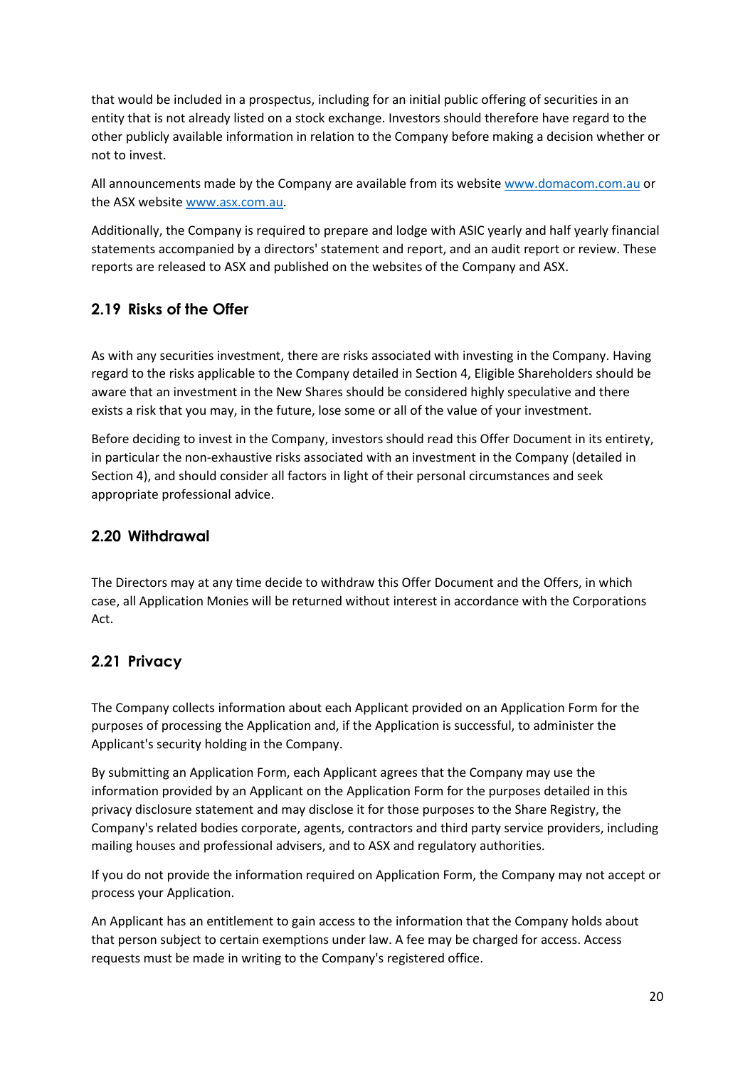that would be included in a prospectus, including for an initial public offering of securities in an entity that is not already listed on a stock exchange. Investors should therefore have regard to the other publicly available information in relation to the Company before making a decision whether or not to invest.

All announcements made by the Company are available from its website www.domacom.com.au or the ASX website www.asx.com.au.

Additionally, the Company is required to prepare and lodge with ASIC yearly and half yearly financial statements accompanied by a directors' statement and report, and an audit report or review. These reports are released to ASX and published on the websites of the Company and ASX.

## 2.19 Risks of the Offer

As with any securities investment, there are risks associated with investing in the Company. Having regard to the risks applicable to the Company detailed in Section 4, Eligible Shareholders should be aware that an investment in the New Shares should be considered highly speculative and there exists a risk that you may, in the future, lose some or all of the value of your investment.

Before deciding to invest in the Company, investors should read this Offer Document in its entirety, in particular the non-exhaustive risks associated with an investment in the Company (detailed in Section 4), and should consider all factors in light of their personal circumstances and seek appropriate professional advice.

## 2.20 Withdrawal

The Directors may at any time decide to withdraw this Offer Document and the Offers, in which case, all Application Monies will be returned without interest in accordance with the Corporations Act.

## 2.21 Privacy

The Company collects information about each Applicant provided on an Application Form for the purposes of processing the Application and, if the Application is successful, to administer the Applicant's security holding in the Company.

By submitting an Application Form, each Applicant agrees that the Company may use the information provided by an Applicant on the Application Form for the purposes detailed in this privacy disclosure statement and may disclose it for those purposes to the Share Registry, the Company's related bodies corporate, agents, contractors and third party service providers, including mailing houses and professional advisers, and to ASX and regulatory authorities.

If you do not provide the information required on Application Form, the Company may not accept or process your Application.

An Applicant has an entitlement to gain access to the information that the Company holds about that person subject to certain exemptions under law. A fee may be charged for access. Access requests must be made in writing to the Company's registered office.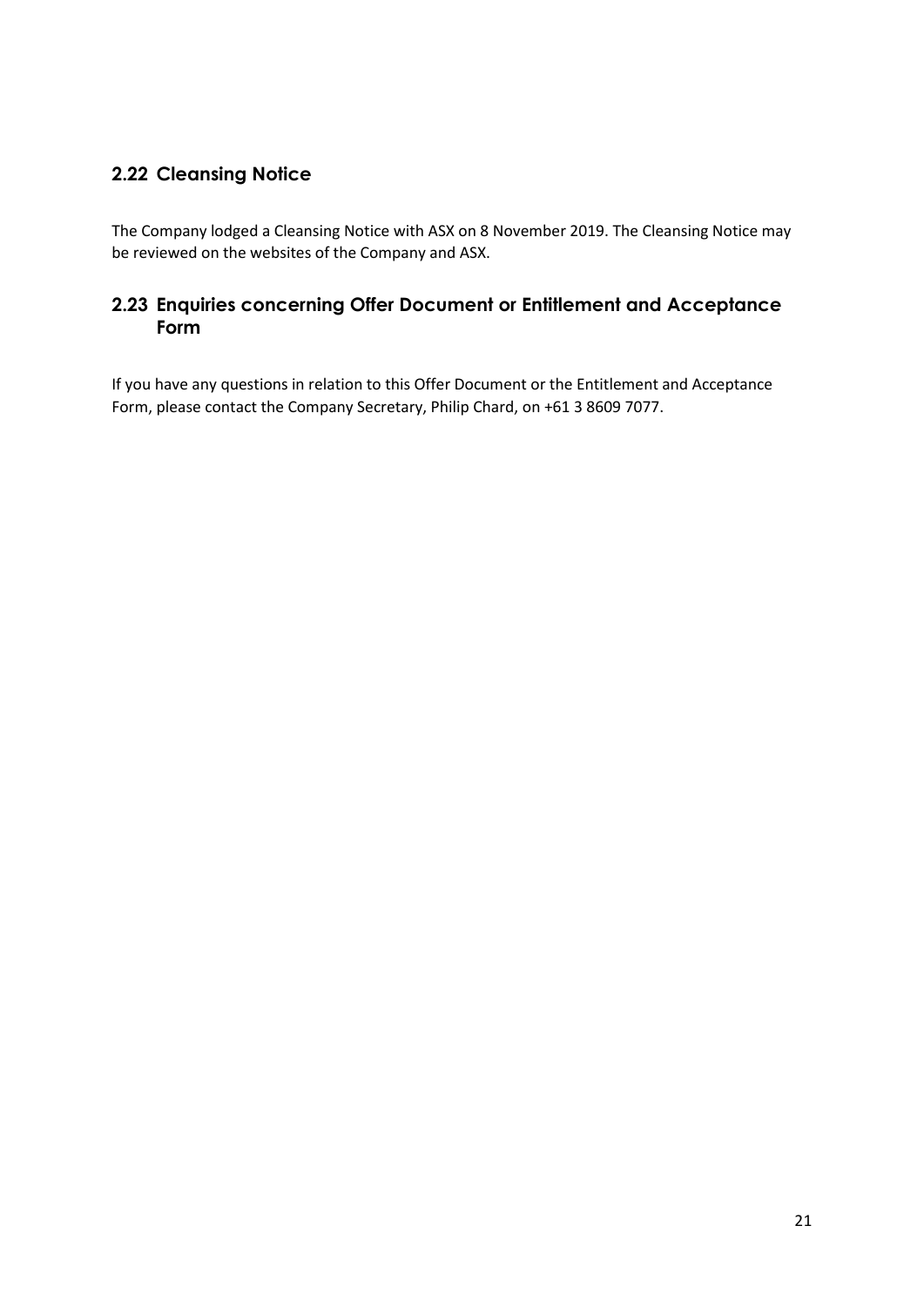## 2.22 Cleansing Notice

The Company lodged a Cleansing Notice with ASX on 8 November 2019. The Cleansing Notice may be reviewed on the websites of the Company and ASX.

## 2.23 Enquiries concerning Offer Document or Entitlement and Acceptance Form

If you have any questions in relation to this Offer Document or the Entitlement and Acceptance Form, please contact the Company Secretary, Philip Chard, on +61 3 8609 7077.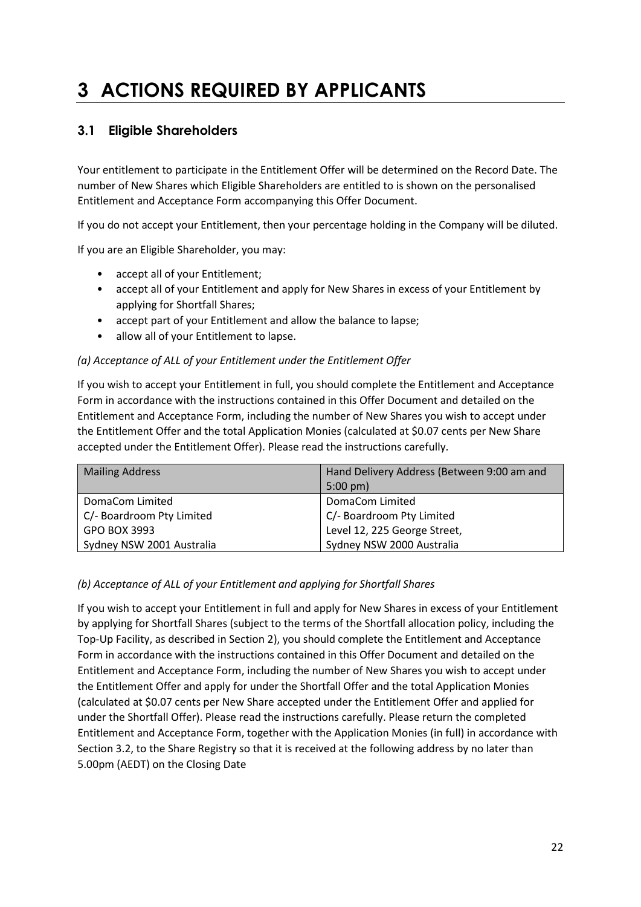# 3 ACTIONS REQUIRED BY APPLICANTS

## 3.1 Eligible Shareholders

Your entitlement to participate in the Entitlement Offer will be determined on the Record Date. The number of New Shares which Eligible Shareholders are entitled to is shown on the personalised Entitlement and Acceptance Form accompanying this Offer Document.

If you do not accept your Entitlement, then your percentage holding in the Company will be diluted.

If you are an Eligible Shareholder, you may:

- accept all of your Entitlement;
- accept all of your Entitlement and apply for New Shares in excess of your Entitlement by applying for Shortfall Shares;
- accept part of your Entitlement and allow the balance to lapse;
- allow all of your Entitlement to lapse.

*(a) Acceptance of ALL of your Entitlement under the Entitlement Offer*

If you wish to accept your Entitlement in full, you should complete the Entitlement and Acceptance Form in accordance with the instructions contained in this Offer Document and detailed on the Entitlement and Acceptance Form, including the number of New Shares you wish to accept under the Entitlement Offer and the total Application Monies (calculated at $0.07 cents per New Share accepted under the Entitlement Offer). Please read the instructions carefully.

| Mailing Address | Hand Delivery Address (Between 9:00 am and 5:00 pm) |
|---|---|
| DomaCom Limited<br>C/- Boardroom Pty Limited<br>GPO BOX 3993<br>Sydney NSW 2001 Australia | DomaCom Limited<br>C/- Boardroom Pty Limited<br>Level 12, 225 George Street,<br>Sydney NSW 2000 Australia |

*(b) Acceptance of ALL of your Entitlement and applying for Shortfall Shares*

If you wish to accept your Entitlement in full and apply for New Shares in excess of your Entitlement by applying for Shortfall Shares (subject to the terms of the Shortfall allocation policy, including the Top-Up Facility, as described in Section 2), you should complete the Entitlement and Acceptance Form in accordance with the instructions contained in this Offer Document and detailed on the Entitlement and Acceptance Form, including the number of New Shares you wish to accept under the Entitlement Offer and apply for under the Shortfall Offer and the total Application Monies (calculated at $0.07 cents per New Share accepted under the Entitlement Offer and applied for under the Shortfall Offer). Please read the instructions carefully. Please return the completed Entitlement and Acceptance Form, together with the Application Monies (in full) in accordance with Section 3.2, to the Share Registry so that it is received at the following address by no later than 5.00pm (AEDT) on the Closing Date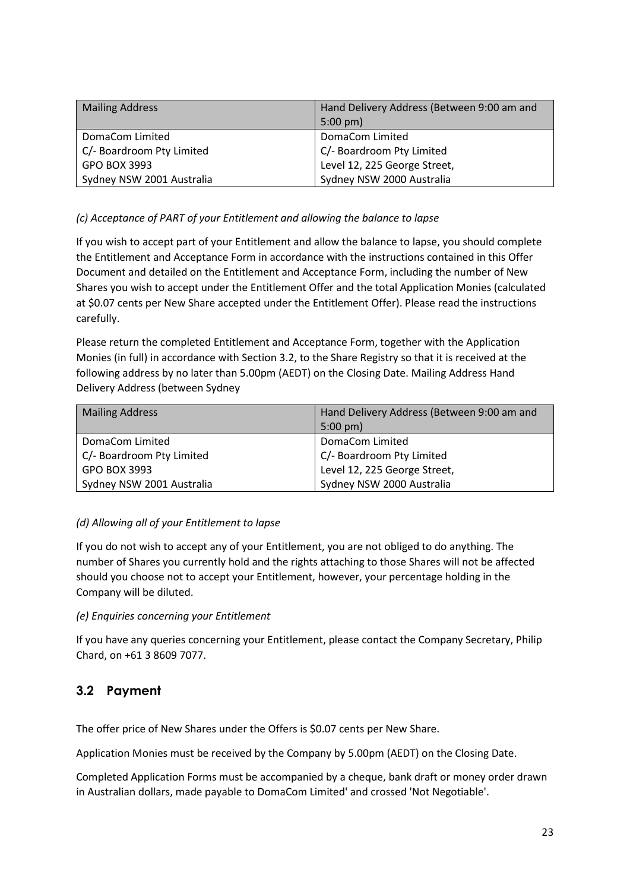| Mailing Address | Hand Delivery Address (Between 9:00 am and 5:00 pm) |
|---|---|
| DomaCom Limited<br>C/- Boardroom Pty Limited<br>GPO BOX 3993<br>Sydney NSW 2001 Australia | DomaCom Limited<br>C/- Boardroom Pty Limited<br>Level 12, 225 George Street,<br>Sydney NSW 2000 Australia |

*(c) Acceptance of PART of your Entitlement and allowing the balance to lapse*

If you wish to accept part of your Entitlement and allow the balance to lapse, you should complete the Entitlement and Acceptance Form in accordance with the instructions contained in this Offer Document and detailed on the Entitlement and Acceptance Form, including the number of New Shares you wish to accept under the Entitlement Offer and the total Application Monies (calculated at $0.07 cents per New Share accepted under the Entitlement Offer). Please read the instructions carefully.

Please return the completed Entitlement and Acceptance Form, together with the Application Monies (in full) in accordance with Section 3.2, to the Share Registry so that it is received at the following address by no later than 5.00pm (AEDT) on the Closing Date. Mailing Address Hand Delivery Address (between Sydney

| Mailing Address | Hand Delivery Address (Between 9:00 am and 5:00 pm) |
|---|---|
| DomaCom Limited<br>C/- Boardroom Pty Limited<br>GPO BOX 3993<br>Sydney NSW 2001 Australia | DomaCom Limited<br>C/- Boardroom Pty Limited<br>Level 12, 225 George Street,<br>Sydney NSW 2000 Australia |

*(d) Allowing all of your Entitlement to lapse*

If you do not wish to accept any of your Entitlement, you are not obliged to do anything. The number of Shares you currently hold and the rights attaching to those Shares will not be affected should you choose not to accept your Entitlement, however, your percentage holding in the Company will be diluted.

*(e) Enquiries concerning your Entitlement*

If you have any queries concerning your Entitlement, please contact the Company Secretary, Philip Chard, on +61 3 8609 7077.

## 3.2 Payment

The offer price of New Shares under the Offers is $0.07 cents per New Share.

Application Monies must be received by the Company by 5.00pm (AEDT) on the Closing Date.

Completed Application Forms must be accompanied by a cheque, bank draft or money order drawn in Australian dollars, made payable to DomaCom Limited' and crossed 'Not Negotiable'.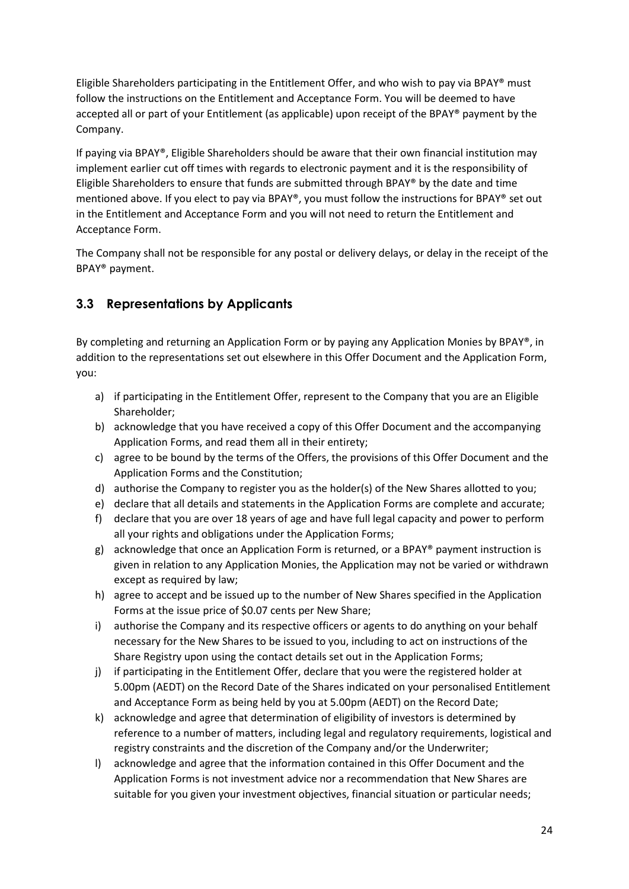Eligible Shareholders participating in the Entitlement Offer, and who wish to pay via BPAY® must follow the instructions on the Entitlement and Acceptance Form. You will be deemed to have accepted all or part of your Entitlement (as applicable) upon receipt of the BPAY® payment by the Company.

If paying via BPAY®, Eligible Shareholders should be aware that their own financial institution may implement earlier cut off times with regards to electronic payment and it is the responsibility of Eligible Shareholders to ensure that funds are submitted through BPAY® by the date and time mentioned above. If you elect to pay via BPAY®, you must follow the instructions for BPAY® set out in the Entitlement and Acceptance Form and you will not need to return the Entitlement and Acceptance Form.

The Company shall not be responsible for any postal or delivery delays, or delay in the receipt of the BPAY® payment.

## 3.3 Representations by Applicants

By completing and returning an Application Form or by paying any Application Monies by BPAY®, in addition to the representations set out elsewhere in this Offer Document and the Application Form, you:

a) if participating in the Entitlement Offer, represent to the Company that you are an Eligible Shareholder;
b) acknowledge that you have received a copy of this Offer Document and the accompanying Application Forms, and read them all in their entirety;
c) agree to be bound by the terms of the Offers, the provisions of this Offer Document and the Application Forms and the Constitution;
d) authorise the Company to register you as the holder(s) of the New Shares allotted to you;
e) declare that all details and statements in the Application Forms are complete and accurate;
f) declare that you are over 18 years of age and have full legal capacity and power to perform all your rights and obligations under the Application Forms;
g) acknowledge that once an Application Form is returned, or a BPAY® payment instruction is given in relation to any Application Monies, the Application may not be varied or withdrawn except as required by law;
h) agree to accept and be issued up to the number of New Shares specified in the Application Forms at the issue price of $0.07 cents per New Share;
i) authorise the Company and its respective officers or agents to do anything on your behalf necessary for the New Shares to be issued to you, including to act on instructions of the Share Registry upon using the contact details set out in the Application Forms;
j) if participating in the Entitlement Offer, declare that you were the registered holder at 5.00pm (AEDT) on the Record Date of the Shares indicated on your personalised Entitlement and Acceptance Form as being held by you at 5.00pm (AEDT) on the Record Date;
k) acknowledge and agree that determination of eligibility of investors is determined by reference to a number of matters, including legal and regulatory requirements, logistical and registry constraints and the discretion of the Company and/or the Underwriter;
l) acknowledge and agree that the information contained in this Offer Document and the Application Forms is not investment advice nor a recommendation that New Shares are suitable for you given your investment objectives, financial situation or particular needs;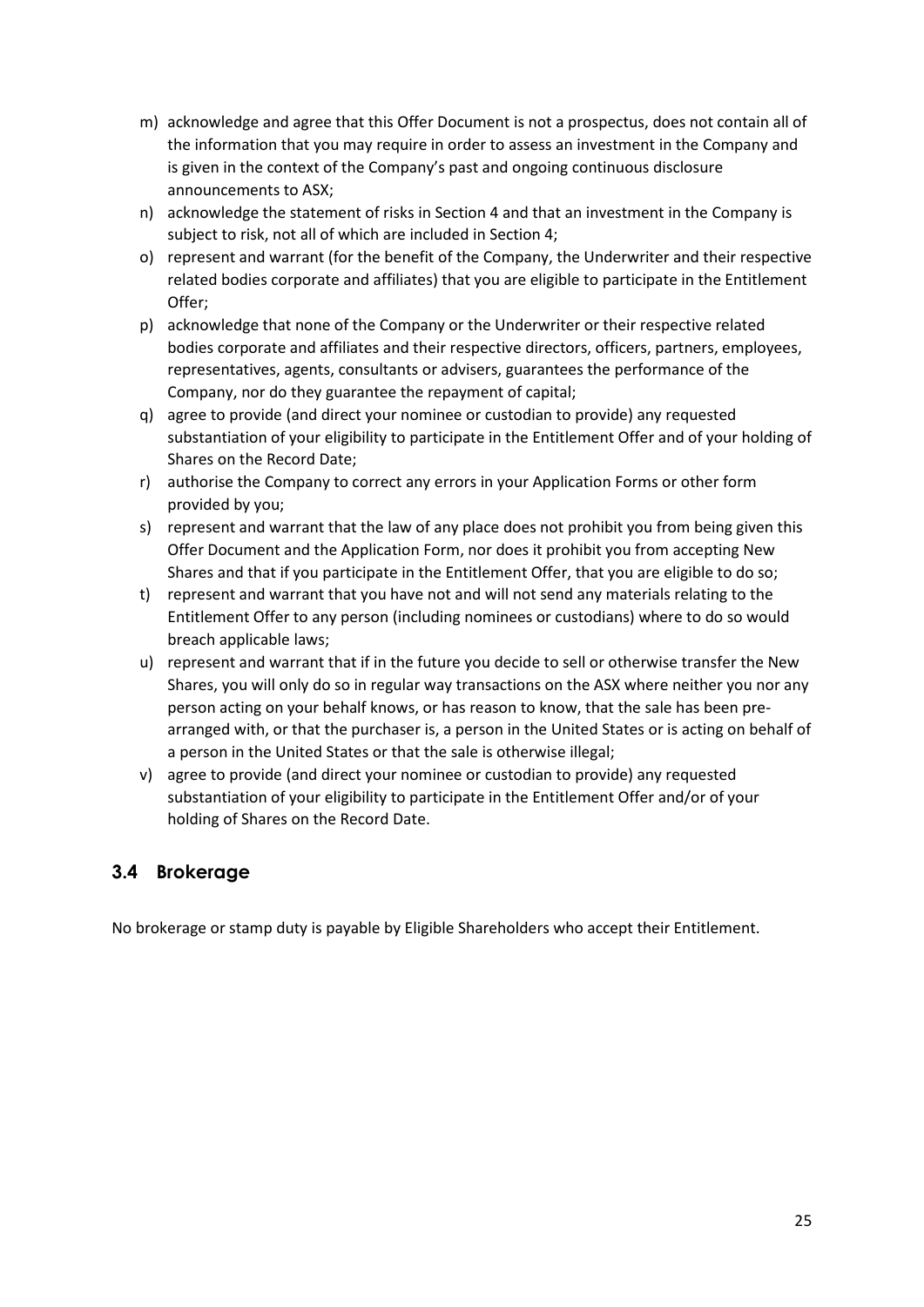m) acknowledge and agree that this Offer Document is not a prospectus, does not contain all of the information that you may require in order to assess an investment in the Company and is given in the context of the Company's past and ongoing continuous disclosure announcements to ASX;

n) acknowledge the statement of risks in Section 4 and that an investment in the Company is subject to risk, not all of which are included in Section 4;

o) represent and warrant (for the benefit of the Company, the Underwriter and their respective related bodies corporate and affiliates) that you are eligible to participate in the Entitlement Offer;

p) acknowledge that none of the Company or the Underwriter or their respective related bodies corporate and affiliates and their respective directors, officers, partners, employees, representatives, agents, consultants or advisers, guarantees the performance of the Company, nor do they guarantee the repayment of capital;

q) agree to provide (and direct your nominee or custodian to provide) any requested substantiation of your eligibility to participate in the Entitlement Offer and of your holding of Shares on the Record Date;

r) authorise the Company to correct any errors in your Application Forms or other form provided by you;

s) represent and warrant that the law of any place does not prohibit you from being given this Offer Document and the Application Form, nor does it prohibit you from accepting New Shares and that if you participate in the Entitlement Offer, that you are eligible to do so;

t) represent and warrant that you have not and will not send any materials relating to the Entitlement Offer to any person (including nominees or custodians) where to do so would breach applicable laws;

u) represent and warrant that if in the future you decide to sell or otherwise transfer the New Shares, you will only do so in regular way transactions on the ASX where neither you nor any person acting on your behalf knows, or has reason to know, that the sale has been pre-arranged with, or that the purchaser is, a person in the United States or is acting on behalf of a person in the United States or that the sale is otherwise illegal;

v) agree to provide (and direct your nominee or custodian to provide) any requested substantiation of your eligibility to participate in the Entitlement Offer and/or of your holding of Shares on the Record Date.

## 3.4 Brokerage

No brokerage or stamp duty is payable by Eligible Shareholders who accept their Entitlement.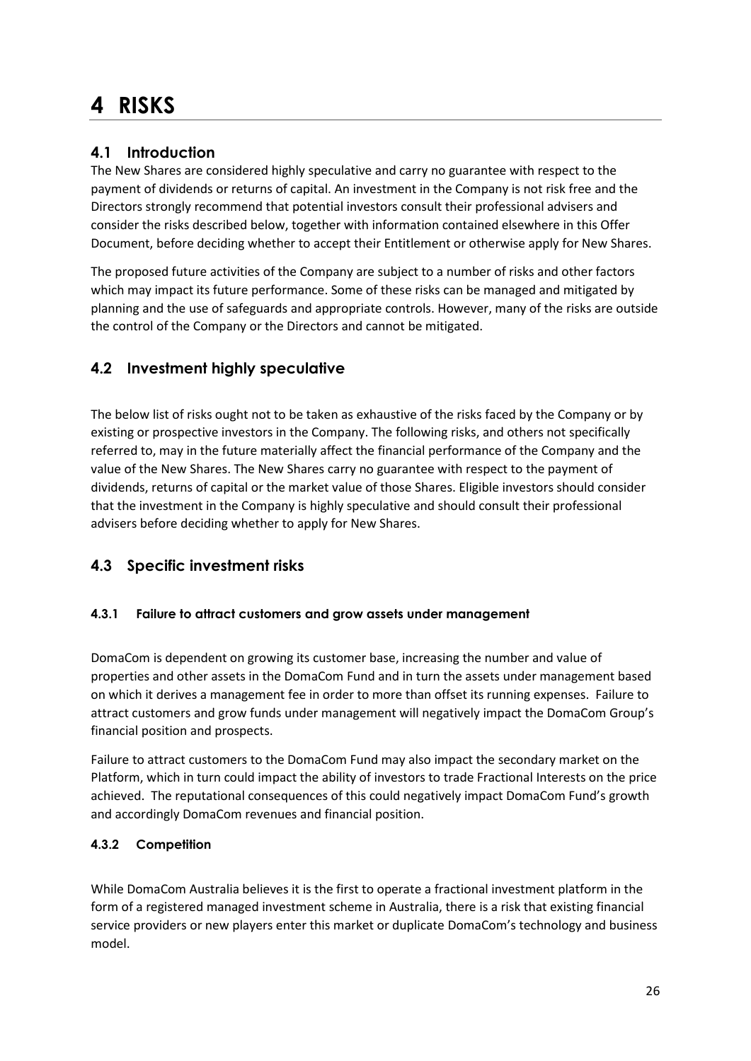# 4 RISKS

## 4.1 Introduction

The New Shares are considered highly speculative and carry no guarantee with respect to the payment of dividends or returns of capital. An investment in the Company is not risk free and the Directors strongly recommend that potential investors consult their professional advisers and consider the risks described below, together with information contained elsewhere in this Offer Document, before deciding whether to accept their Entitlement or otherwise apply for New Shares.

The proposed future activities of the Company are subject to a number of risks and other factors which may impact its future performance. Some of these risks can be managed and mitigated by planning and the use of safeguards and appropriate controls. However, many of the risks are outside the control of the Company or the Directors and cannot be mitigated.

## 4.2 Investment highly speculative

The below list of risks ought not to be taken as exhaustive of the risks faced by the Company or by existing or prospective investors in the Company. The following risks, and others not specifically referred to, may in the future materially affect the financial performance of the Company and the value of the New Shares. The New Shares carry no guarantee with respect to the payment of dividends, returns of capital or the market value of those Shares. Eligible investors should consider that the investment in the Company is highly speculative and should consult their professional advisers before deciding whether to apply for New Shares.

## 4.3 Specific investment risks

### 4.3.1 Failure to attract customers and grow assets under management

DomaCom is dependent on growing its customer base, increasing the number and value of properties and other assets in the DomaCom Fund and in turn the assets under management based on which it derives a management fee in order to more than offset its running expenses. Failure to attract customers and grow funds under management will negatively impact the DomaCom Group's financial position and prospects.

Failure to attract customers to the DomaCom Fund may also impact the secondary market on the Platform, which in turn could impact the ability of investors to trade Fractional Interests on the price achieved. The reputational consequences of this could negatively impact DomaCom Fund's growth and accordingly DomaCom revenues and financial position.

### 4.3.2 Competition

While DomaCom Australia believes it is the first to operate a fractional investment platform in the form of a registered managed investment scheme in Australia, there is a risk that existing financial service providers or new players enter this market or duplicate DomaCom's technology and business model.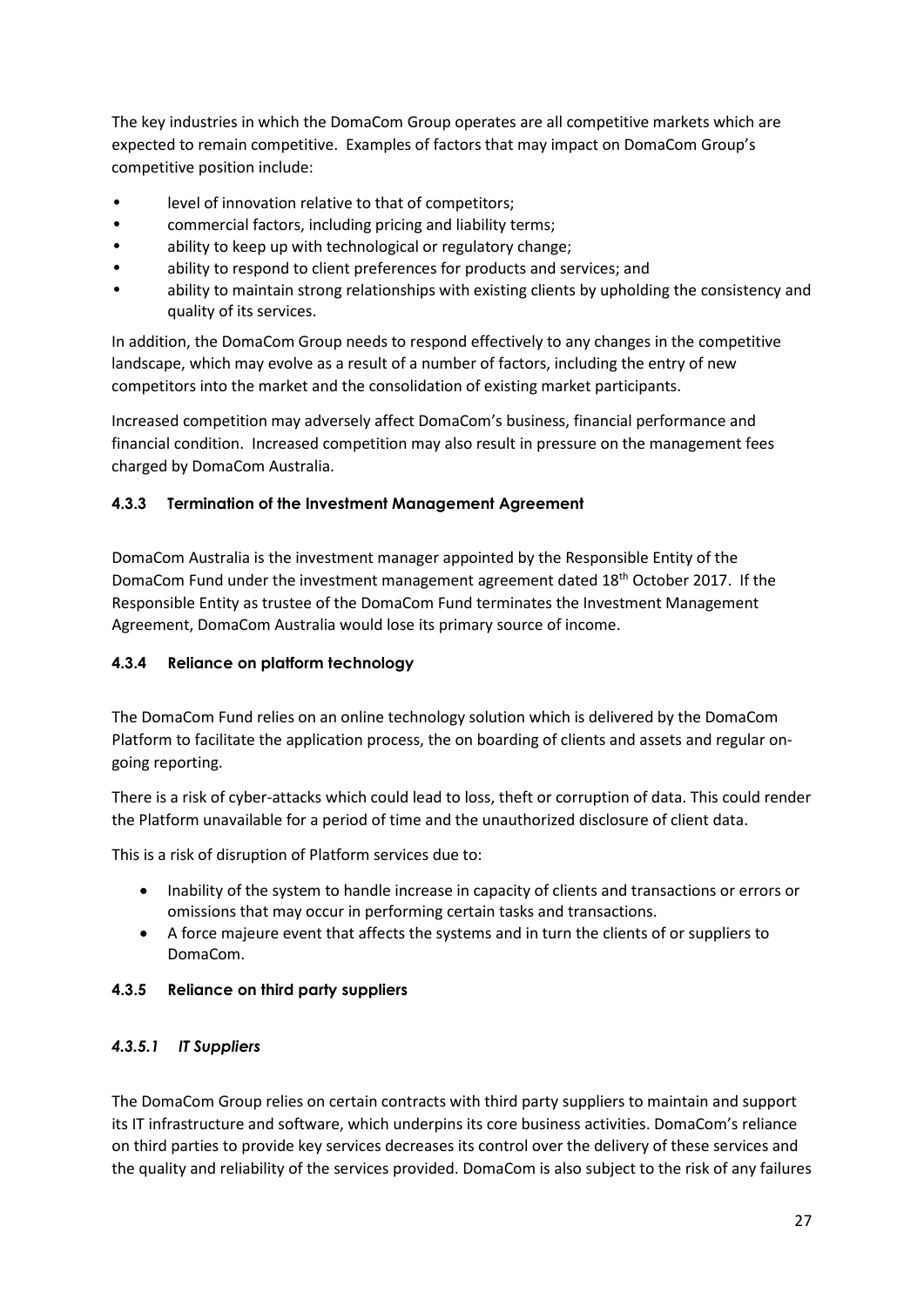The key industries in which the DomaCom Group operates are all competitive markets which are expected to remain competitive. Examples of factors that may impact on DomaCom Group's competitive position include:

- level of innovation relative to that of competitors;
- commercial factors, including pricing and liability terms;
- ability to keep up with technological or regulatory change;
- ability to respond to client preferences for products and services; and
- ability to maintain strong relationships with existing clients by upholding the consistency and quality of its services.

In addition, the DomaCom Group needs to respond effectively to any changes in the competitive landscape, which may evolve as a result of a number of factors, including the entry of new competitors into the market and the consolidation of existing market participants.

Increased competition may adversely affect DomaCom's business, financial performance and financial condition. Increased competition may also result in pressure on the management fees charged by DomaCom Australia.

#### 4.3.3 Termination of the Investment Management Agreement

DomaCom Australia is the investment manager appointed by the Responsible Entity of the DomaCom Fund under the investment management agreement dated 18th October 2017. If the Responsible Entity as trustee of the DomaCom Fund terminates the Investment Management Agreement, DomaCom Australia would lose its primary source of income.

#### 4.3.4 Reliance on platform technology

The DomaCom Fund relies on an online technology solution which is delivered by the DomaCom Platform to facilitate the application process, the on boarding of clients and assets and regular on-going reporting.

There is a risk of cyber-attacks which could lead to loss, theft or corruption of data. This could render the Platform unavailable for a period of time and the unauthorized disclosure of client data.

This is a risk of disruption of Platform services due to:

- Inability of the system to handle increase in capacity of clients and transactions or errors or omissions that may occur in performing certain tasks and transactions.
- A force majeure event that affects the systems and in turn the clients of or suppliers to DomaCom.

#### 4.3.5 Reliance on third party suppliers

##### *4.3.5.1 IT Suppliers*

The DomaCom Group relies on certain contracts with third party suppliers to maintain and support its IT infrastructure and software, which underpins its core business activities. DomaCom's reliance on third parties to provide key services decreases its control over the delivery of these services and the quality and reliability of the services provided. DomaCom is also subject to the risk of any failures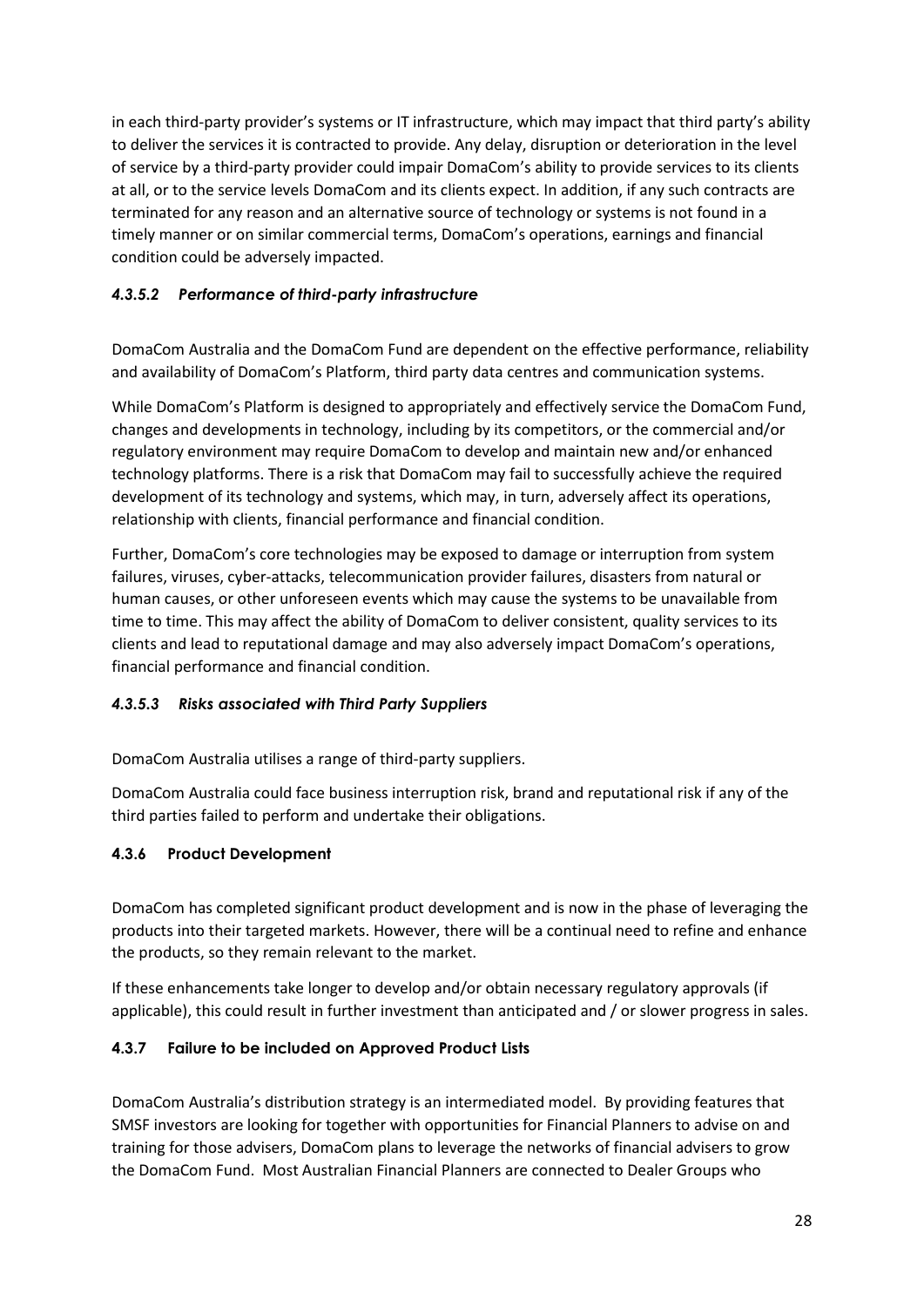in each third-party provider's systems or IT infrastructure, which may impact that third party's ability to deliver the services it is contracted to provide. Any delay, disruption or deterioration in the level of service by a third-party provider could impair DomaCom's ability to provide services to its clients at all, or to the service levels DomaCom and its clients expect. In addition, if any such contracts are terminated for any reason and an alternative source of technology or systems is not found in a timely manner or on similar commercial terms, DomaCom's operations, earnings and financial condition could be adversely impacted.

#### *4.3.5.2 Performance of third-party infrastructure*

DomaCom Australia and the DomaCom Fund are dependent on the effective performance, reliability and availability of DomaCom's Platform, third party data centres and communication systems.

While DomaCom's Platform is designed to appropriately and effectively service the DomaCom Fund, changes and developments in technology, including by its competitors, or the commercial and/or regulatory environment may require DomaCom to develop and maintain new and/or enhanced technology platforms. There is a risk that DomaCom may fail to successfully achieve the required development of its technology and systems, which may, in turn, adversely affect its operations, relationship with clients, financial performance and financial condition.

Further, DomaCom's core technologies may be exposed to damage or interruption from system failures, viruses, cyber-attacks, telecommunication provider failures, disasters from natural or human causes, or other unforeseen events which may cause the systems to be unavailable from time to time. This may affect the ability of DomaCom to deliver consistent, quality services to its clients and lead to reputational damage and may also adversely impact DomaCom's operations, financial performance and financial condition.

#### *4.3.5.3 Risks associated with Third Party Suppliers*

DomaCom Australia utilises a range of third-party suppliers.

DomaCom Australia could face business interruption risk, brand and reputational risk if any of the third parties failed to perform and undertake their obligations.

### 4.3.6 Product Development

DomaCom has completed significant product development and is now in the phase of leveraging the products into their targeted markets. However, there will be a continual need to refine and enhance the products, so they remain relevant to the market.

If these enhancements take longer to develop and/or obtain necessary regulatory approvals (if applicable), this could result in further investment than anticipated and / or slower progress in sales.

### 4.3.7 Failure to be included on Approved Product Lists

DomaCom Australia's distribution strategy is an intermediated model. By providing features that SMSF investors are looking for together with opportunities for Financial Planners to advise on and training for those advisers, DomaCom plans to leverage the networks of financial advisers to grow the DomaCom Fund. Most Australian Financial Planners are connected to Dealer Groups who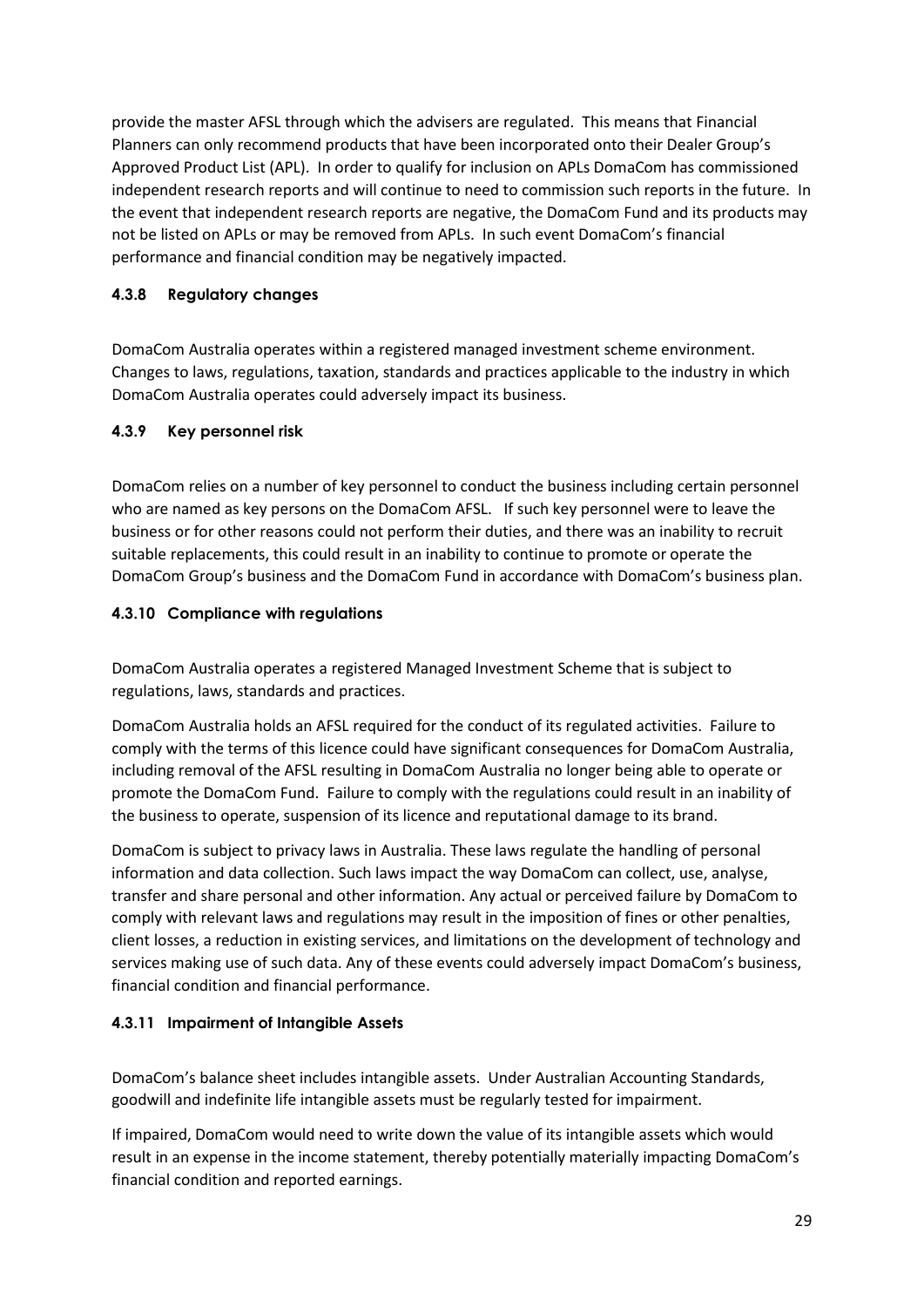provide the master AFSL through which the advisers are regulated. This means that Financial Planners can only recommend products that have been incorporated onto their Dealer Group's Approved Product List (APL). In order to qualify for inclusion on APLs DomaCom has commissioned independent research reports and will continue to need to commission such reports in the future. In the event that independent research reports are negative, the DomaCom Fund and its products may not be listed on APLs or may be removed from APLs. In such event DomaCom's financial performance and financial condition may be negatively impacted.

#### 4.3.8 Regulatory changes

DomaCom Australia operates within a registered managed investment scheme environment. Changes to laws, regulations, taxation, standards and practices applicable to the industry in which DomaCom Australia operates could adversely impact its business.

#### 4.3.9 Key personnel risk

DomaCom relies on a number of key personnel to conduct the business including certain personnel who are named as key persons on the DomaCom AFSL. If such key personnel were to leave the business or for other reasons could not perform their duties, and there was an inability to recruit suitable replacements, this could result in an inability to continue to promote or operate the DomaCom Group's business and the DomaCom Fund in accordance with DomaCom's business plan.

#### 4.3.10 Compliance with regulations

DomaCom Australia operates a registered Managed Investment Scheme that is subject to regulations, laws, standards and practices.

DomaCom Australia holds an AFSL required for the conduct of its regulated activities. Failure to comply with the terms of this licence could have significant consequences for DomaCom Australia, including removal of the AFSL resulting in DomaCom Australia no longer being able to operate or promote the DomaCom Fund. Failure to comply with the regulations could result in an inability of the business to operate, suspension of its licence and reputational damage to its brand.

DomaCom is subject to privacy laws in Australia. These laws regulate the handling of personal information and data collection. Such laws impact the way DomaCom can collect, use, analyse, transfer and share personal and other information. Any actual or perceived failure by DomaCom to comply with relevant laws and regulations may result in the imposition of fines or other penalties, client losses, a reduction in existing services, and limitations on the development of technology and services making use of such data. Any of these events could adversely impact DomaCom's business, financial condition and financial performance.

#### 4.3.11 Impairment of Intangible Assets

DomaCom's balance sheet includes intangible assets. Under Australian Accounting Standards, goodwill and indefinite life intangible assets must be regularly tested for impairment.

If impaired, DomaCom would need to write down the value of its intangible assets which would result in an expense in the income statement, thereby potentially materially impacting DomaCom's financial condition and reported earnings.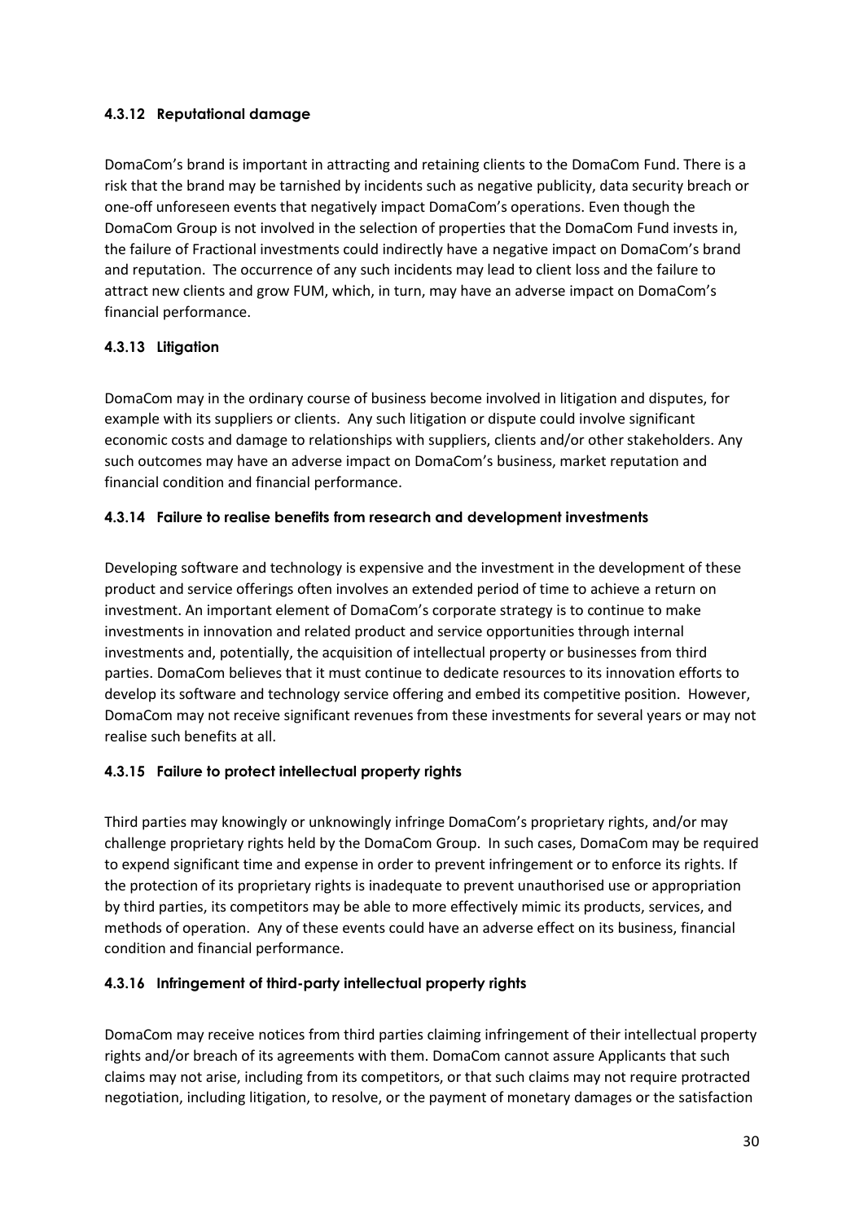#### 4.3.12 Reputational damage

DomaCom's brand is important in attracting and retaining clients to the DomaCom Fund. There is a risk that the brand may be tarnished by incidents such as negative publicity, data security breach or one-off unforeseen events that negatively impact DomaCom's operations. Even though the DomaCom Group is not involved in the selection of properties that the DomaCom Fund invests in, the failure of Fractional investments could indirectly have a negative impact on DomaCom's brand and reputation. The occurrence of any such incidents may lead to client loss and the failure to attract new clients and grow FUM, which, in turn, may have an adverse impact on DomaCom's financial performance.

#### 4.3.13 Litigation

DomaCom may in the ordinary course of business become involved in litigation and disputes, for example with its suppliers or clients. Any such litigation or dispute could involve significant economic costs and damage to relationships with suppliers, clients and/or other stakeholders. Any such outcomes may have an adverse impact on DomaCom's business, market reputation and financial condition and financial performance.

#### 4.3.14 Failure to realise benefits from research and development investments

Developing software and technology is expensive and the investment in the development of these product and service offerings often involves an extended period of time to achieve a return on investment. An important element of DomaCom's corporate strategy is to continue to make investments in innovation and related product and service opportunities through internal investments and, potentially, the acquisition of intellectual property or businesses from third parties. DomaCom believes that it must continue to dedicate resources to its innovation efforts to develop its software and technology service offering and embed its competitive position. However, DomaCom may not receive significant revenues from these investments for several years or may not realise such benefits at all.

#### 4.3.15 Failure to protect intellectual property rights

Third parties may knowingly or unknowingly infringe DomaCom's proprietary rights, and/or may challenge proprietary rights held by the DomaCom Group. In such cases, DomaCom may be required to expend significant time and expense in order to prevent infringement or to enforce its rights. If the protection of its proprietary rights is inadequate to prevent unauthorised use or appropriation by third parties, its competitors may be able to more effectively mimic its products, services, and methods of operation. Any of these events could have an adverse effect on its business, financial condition and financial performance.

#### 4.3.16 Infringement of third-party intellectual property rights

DomaCom may receive notices from third parties claiming infringement of their intellectual property rights and/or breach of its agreements with them. DomaCom cannot assure Applicants that such claims may not arise, including from its competitors, or that such claims may not require protracted negotiation, including litigation, to resolve, or the payment of monetary damages or the satisfaction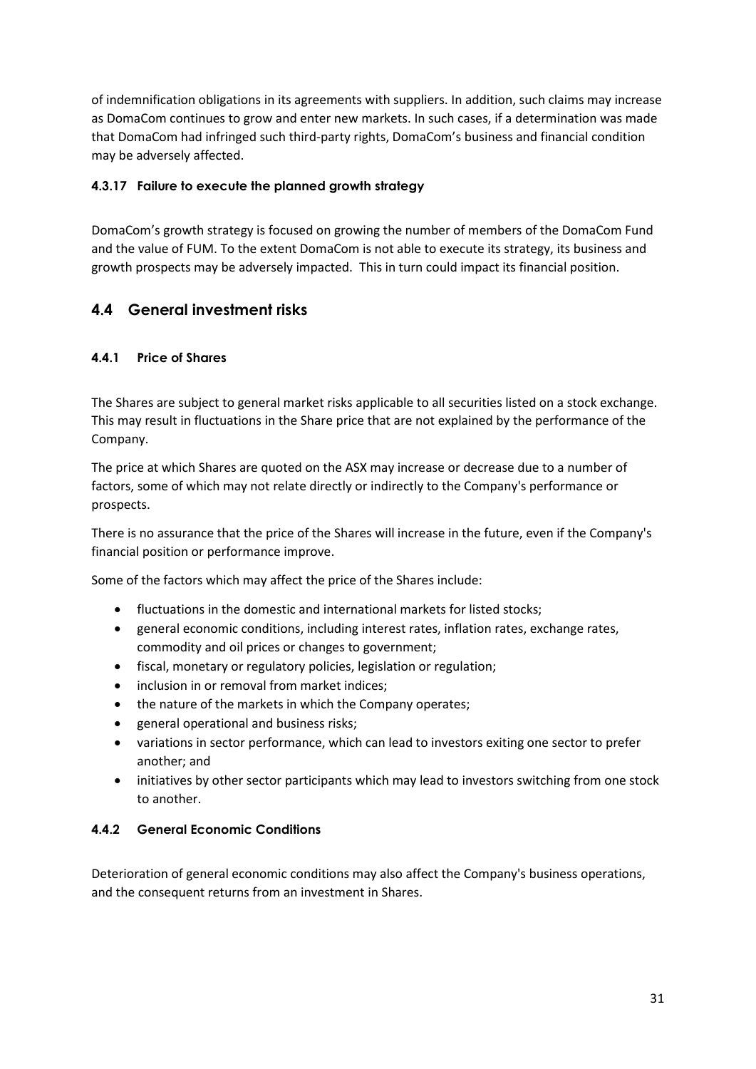of indemnification obligations in its agreements with suppliers. In addition, such claims may increase as DomaCom continues to grow and enter new markets. In such cases, if a determination was made that DomaCom had infringed such third-party rights, DomaCom's business and financial condition may be adversely affected.

#### 4.3.17 Failure to execute the planned growth strategy

DomaCom's growth strategy is focused on growing the number of members of the DomaCom Fund and the value of FUM. To the extent DomaCom is not able to execute its strategy, its business and growth prospects may be adversely impacted. This in turn could impact its financial position.

## 4.4 General investment risks

#### 4.4.1 Price of Shares

The Shares are subject to general market risks applicable to all securities listed on a stock exchange. This may result in fluctuations in the Share price that are not explained by the performance of the Company.

The price at which Shares are quoted on the ASX may increase or decrease due to a number of factors, some of which may not relate directly or indirectly to the Company's performance or prospects.

There is no assurance that the price of the Shares will increase in the future, even if the Company's financial position or performance improve.

Some of the factors which may affect the price of the Shares include:

- fluctuations in the domestic and international markets for listed stocks;
- general economic conditions, including interest rates, inflation rates, exchange rates, commodity and oil prices or changes to government;
- fiscal, monetary or regulatory policies, legislation or regulation;
- inclusion in or removal from market indices;
- the nature of the markets in which the Company operates;
- general operational and business risks;
- variations in sector performance, which can lead to investors exiting one sector to prefer another; and
- initiatives by other sector participants which may lead to investors switching from one stock to another.

#### 4.4.2 General Economic Conditions

Deterioration of general economic conditions may also affect the Company's business operations, and the consequent returns from an investment in Shares.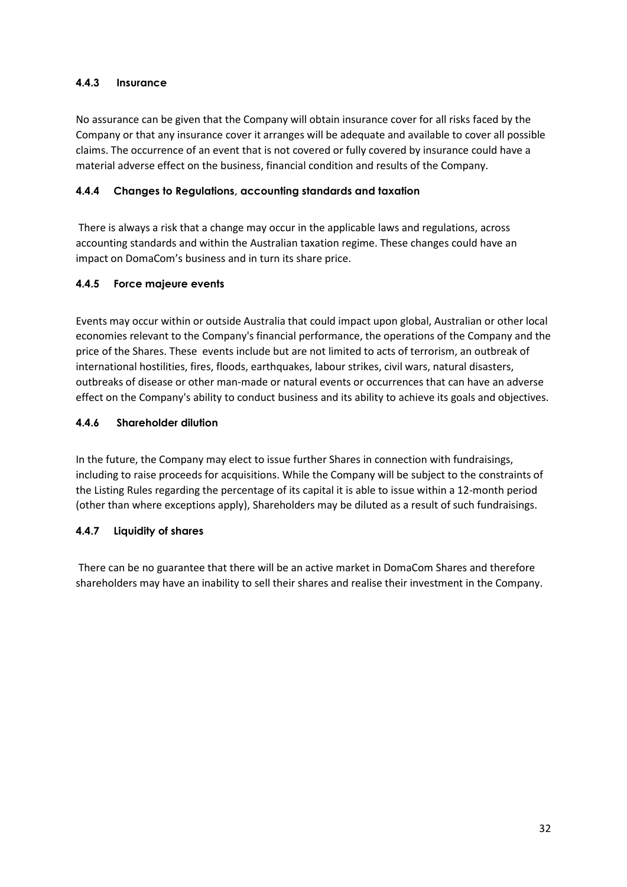#### 4.4.3 Insurance

No assurance can be given that the Company will obtain insurance cover for all risks faced by the Company or that any insurance cover it arranges will be adequate and available to cover all possible claims. The occurrence of an event that is not covered or fully covered by insurance could have a material adverse effect on the business, financial condition and results of the Company.

#### 4.4.4 Changes to Regulations, accounting standards and taxation

There is always a risk that a change may occur in the applicable laws and regulations, across accounting standards and within the Australian taxation regime. These changes could have an impact on DomaCom's business and in turn its share price.

#### 4.4.5 Force majeure events

Events may occur within or outside Australia that could impact upon global, Australian or other local economies relevant to the Company's financial performance, the operations of the Company and the price of the Shares. These events include but are not limited to acts of terrorism, an outbreak of international hostilities, fires, floods, earthquakes, labour strikes, civil wars, natural disasters, outbreaks of disease or other man-made or natural events or occurrences that can have an adverse effect on the Company's ability to conduct business and its ability to achieve its goals and objectives.

#### 4.4.6 Shareholder dilution

In the future, the Company may elect to issue further Shares in connection with fundraisings, including to raise proceeds for acquisitions. While the Company will be subject to the constraints of the Listing Rules regarding the percentage of its capital it is able to issue within a 12-month period (other than where exceptions apply), Shareholders may be diluted as a result of such fundraisings.

#### 4.4.7 Liquidity of shares

There can be no guarantee that there will be an active market in DomaCom Shares and therefore shareholders may have an inability to sell their shares and realise their investment in the Company.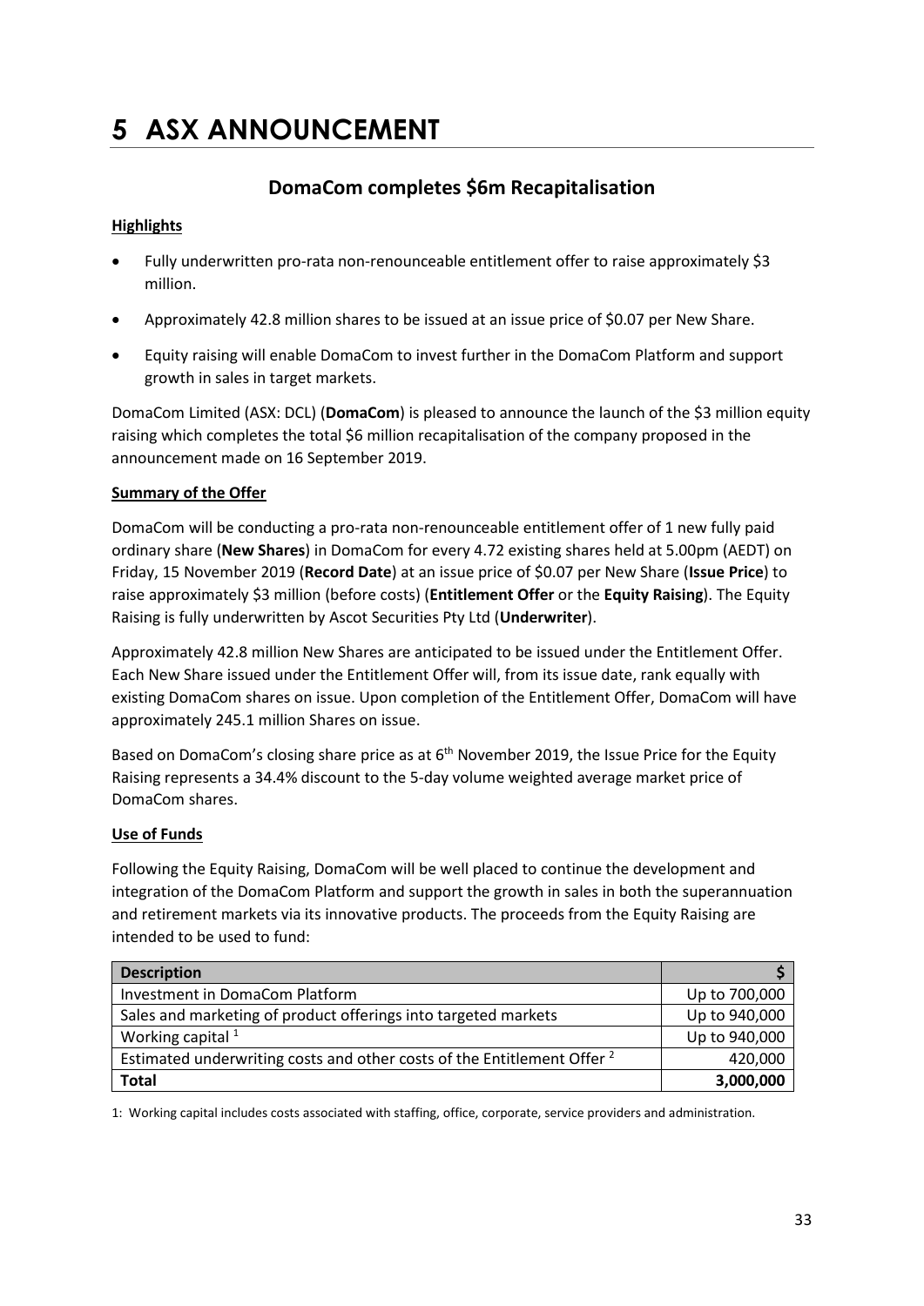# 5 ASX ANNOUNCEMENT

## DomaCom completes $6m Recapitalisation

**Highlights**

- Fully underwritten pro-rata non-renounceable entitlement offer to raise approximately $3 million.
- Approximately 42.8 million shares to be issued at an issue price of $0.07 per New Share.
- Equity raising will enable DomaCom to invest further in the DomaCom Platform and support growth in sales in target markets.

DomaCom Limited (ASX: DCL) (**DomaCom**) is pleased to announce the launch of the $3 million equity raising which completes the total $6 million recapitalisation of the company proposed in the announcement made on 16 September 2019.

**Summary of the Offer**

DomaCom will be conducting a pro-rata non-renounceable entitlement offer of 1 new fully paid ordinary share (**New Shares**) in DomaCom for every 4.72 existing shares held at 5.00pm (AEDT) on Friday, 15 November 2019 (**Record Date**) at an issue price of $0.07 per New Share (**Issue Price**) to raise approximately $3 million (before costs) (**Entitlement Offer** or the **Equity Raising**). The Equity Raising is fully underwritten by Ascot Securities Pty Ltd (**Underwriter**).

Approximately 42.8 million New Shares are anticipated to be issued under the Entitlement Offer. Each New Share issued under the Entitlement Offer will, from its issue date, rank equally with existing DomaCom shares on issue. Upon completion of the Entitlement Offer, DomaCom will have approximately 245.1 million Shares on issue.

Based on DomaCom's closing share price as at 6th November 2019, the Issue Price for the Equity Raising represents a 34.4% discount to the 5-day volume weighted average market price of DomaCom shares.

**Use of Funds**

Following the Equity Raising, DomaCom will be well placed to continue the development and integration of the DomaCom Platform and support the growth in sales in both the superannuation and retirement markets via its innovative products. The proceeds from the Equity Raising are intended to be used to fund:

| Description | $ |
|---|---|
| Investment in DomaCom Platform | Up to 700,000 |
| Sales and marketing of product offerings into targeted markets | Up to 940,000 |
| Working capital [1] | Up to 940,000 |
| Estimated underwriting costs and other costs of the Entitlement Offer [2] | 420,000 |
| **Total** | **3,000,000** |

1: Working capital includes costs associated with staffing, office, corporate, service providers and administration.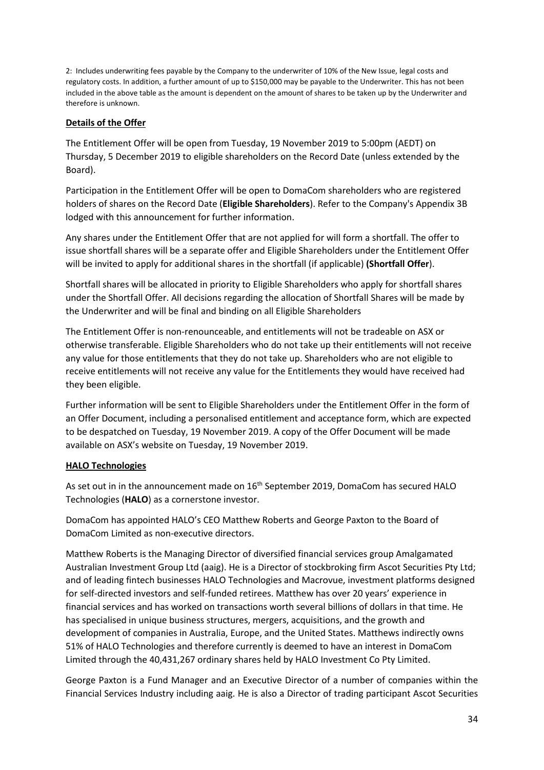2: Includes underwriting fees payable by the Company to the underwriter of 10% of the New Issue, legal costs and regulatory costs. In addition, a further amount of up to $150,000 may be payable to the Underwriter. This has not been included in the above table as the amount is dependent on the amount of shares to be taken up by the Underwriter and therefore is unknown.

## Details of the Offer

The Entitlement Offer will be open from Tuesday, 19 November 2019 to 5:00pm (AEDT) on Thursday, 5 December 2019 to eligible shareholders on the Record Date (unless extended by the Board).

Participation in the Entitlement Offer will be open to DomaCom shareholders who are registered holders of shares on the Record Date (**Eligible Shareholders**). Refer to the Company's Appendix 3B lodged with this announcement for further information.

Any shares under the Entitlement Offer that are not applied for will form a shortfall. The offer to issue shortfall shares will be a separate offer and Eligible Shareholders under the Entitlement Offer will be invited to apply for additional shares in the shortfall (if applicable) **(Shortfall Offer**).

Shortfall shares will be allocated in priority to Eligible Shareholders who apply for shortfall shares under the Shortfall Offer. All decisions regarding the allocation of Shortfall Shares will be made by the Underwriter and will be final and binding on all Eligible Shareholders

The Entitlement Offer is non-renounceable, and entitlements will not be tradeable on ASX or otherwise transferable. Eligible Shareholders who do not take up their entitlements will not receive any value for those entitlements that they do not take up. Shareholders who are not eligible to receive entitlements will not receive any value for the Entitlements they would have received had they been eligible.

Further information will be sent to Eligible Shareholders under the Entitlement Offer in the form of an Offer Document, including a personalised entitlement and acceptance form, which are expected to be despatched on Tuesday, 19 November 2019. A copy of the Offer Document will be made available on ASX's website on Tuesday, 19 November 2019.

## HALO Technologies

As set out in in the announcement made on 16th September 2019, DomaCom has secured HALO Technologies (**HALO**) as a cornerstone investor.

DomaCom has appointed HALO's CEO Matthew Roberts and George Paxton to the Board of DomaCom Limited as non-executive directors.

Matthew Roberts is the Managing Director of diversified financial services group Amalgamated Australian Investment Group Ltd (aaig). He is a Director of stockbroking firm Ascot Securities Pty Ltd; and of leading fintech businesses HALO Technologies and Macrovue, investment platforms designed for self-directed investors and self-funded retirees. Matthew has over 20 years' experience in financial services and has worked on transactions worth several billions of dollars in that time. He has specialised in unique business structures, mergers, acquisitions, and the growth and development of companies in Australia, Europe, and the United States. Matthews indirectly owns 51% of HALO Technologies and therefore currently is deemed to have an interest in DomaCom Limited through the 40,431,267 ordinary shares held by HALO Investment Co Pty Limited.

George Paxton is a Fund Manager and an Executive Director of a number of companies within the Financial Services Industry including aaig. He is also a Director of trading participant Ascot Securities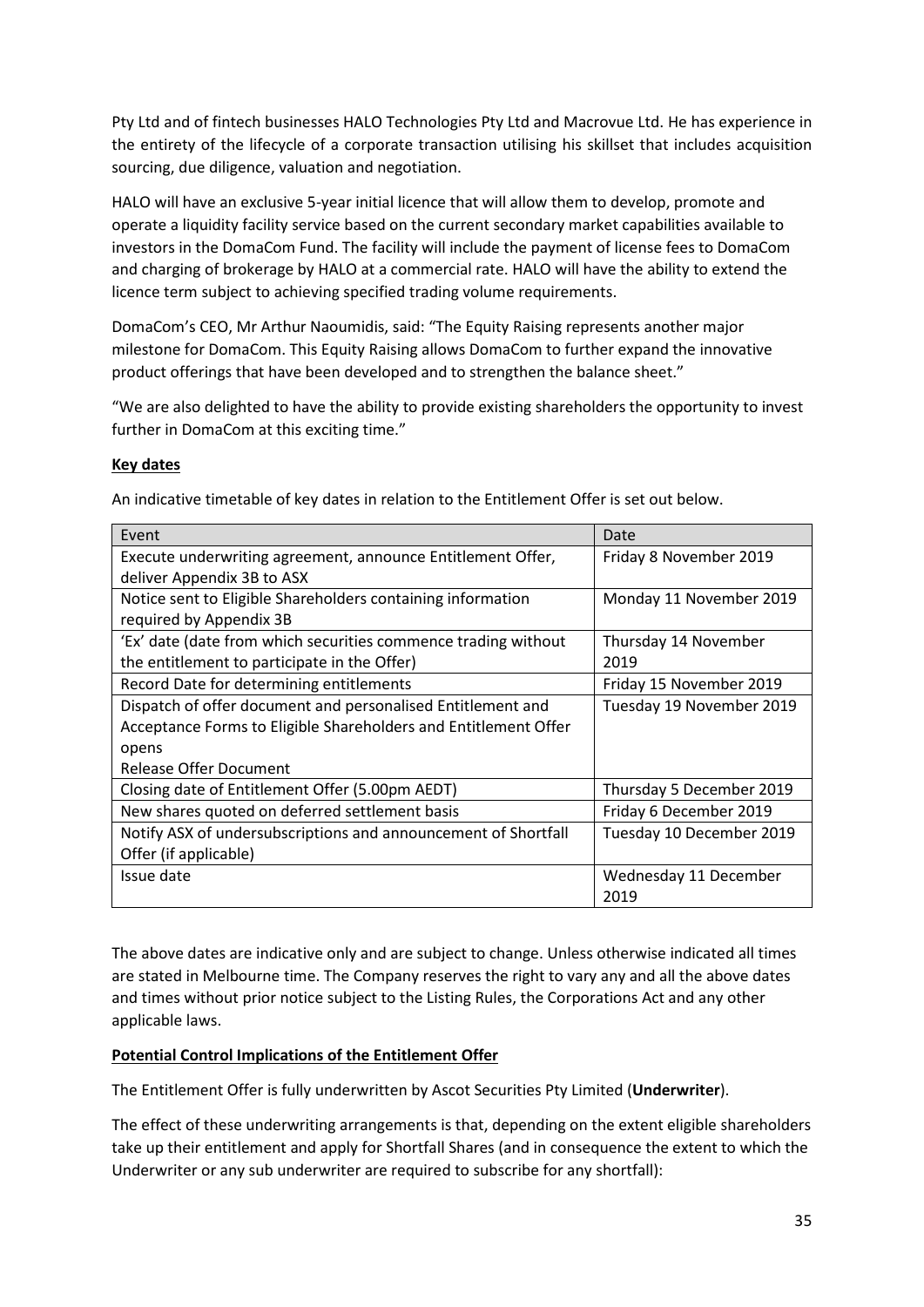Pty Ltd and of fintech businesses HALO Technologies Pty Ltd and Macrovue Ltd. He has experience in the entirety of the lifecycle of a corporate transaction utilising his skillset that includes acquisition sourcing, due diligence, valuation and negotiation.

HALO will have an exclusive 5-year initial licence that will allow them to develop, promote and operate a liquidity facility service based on the current secondary market capabilities available to investors in the DomaCom Fund. The facility will include the payment of license fees to DomaCom and charging of brokerage by HALO at a commercial rate. HALO will have the ability to extend the licence term subject to achieving specified trading volume requirements.

DomaCom's CEO, Mr Arthur Naoumidis, said: "The Equity Raising represents another major milestone for DomaCom. This Equity Raising allows DomaCom to further expand the innovative product offerings that have been developed and to strengthen the balance sheet."

"We are also delighted to have the ability to provide existing shareholders the opportunity to invest further in DomaCom at this exciting time."

**Key dates**

An indicative timetable of key dates in relation to the Entitlement Offer is set out below.

| Event | Date |
|---|---|
| Execute underwriting agreement, announce Entitlement Offer, deliver Appendix 3B to ASX | Friday 8 November 2019 |
| Notice sent to Eligible Shareholders containing information required by Appendix 3B | Monday 11 November 2019 |
| 'Ex' date (date from which securities commence trading without the entitlement to participate in the Offer) | Thursday 14 November 2019 |
| Record Date for determining entitlements | Friday 15 November 2019 |
| Dispatch of offer document and personalised Entitlement and Acceptance Forms to Eligible Shareholders and Entitlement Offer opens<br>Release Offer Document | Tuesday 19 November 2019 |
| Closing date of Entitlement Offer (5.00pm AEDT) | Thursday 5 December 2019 |
| New shares quoted on deferred settlement basis | Friday 6 December 2019 |
| Notify ASX of undersubscriptions and announcement of Shortfall Offer (if applicable) | Tuesday 10 December 2019 |
| Issue date | Wednesday 11 December 2019 |

The above dates are indicative only and are subject to change. Unless otherwise indicated all times are stated in Melbourne time. The Company reserves the right to vary any and all the above dates and times without prior notice subject to the Listing Rules, the Corporations Act and any other applicable laws.

**Potential Control Implications of the Entitlement Offer**

The Entitlement Offer is fully underwritten by Ascot Securities Pty Limited (**Underwriter**).

The effect of these underwriting arrangements is that, depending on the extent eligible shareholders take up their entitlement and apply for Shortfall Shares (and in consequence the extent to which the Underwriter or any sub underwriter are required to subscribe for any shortfall):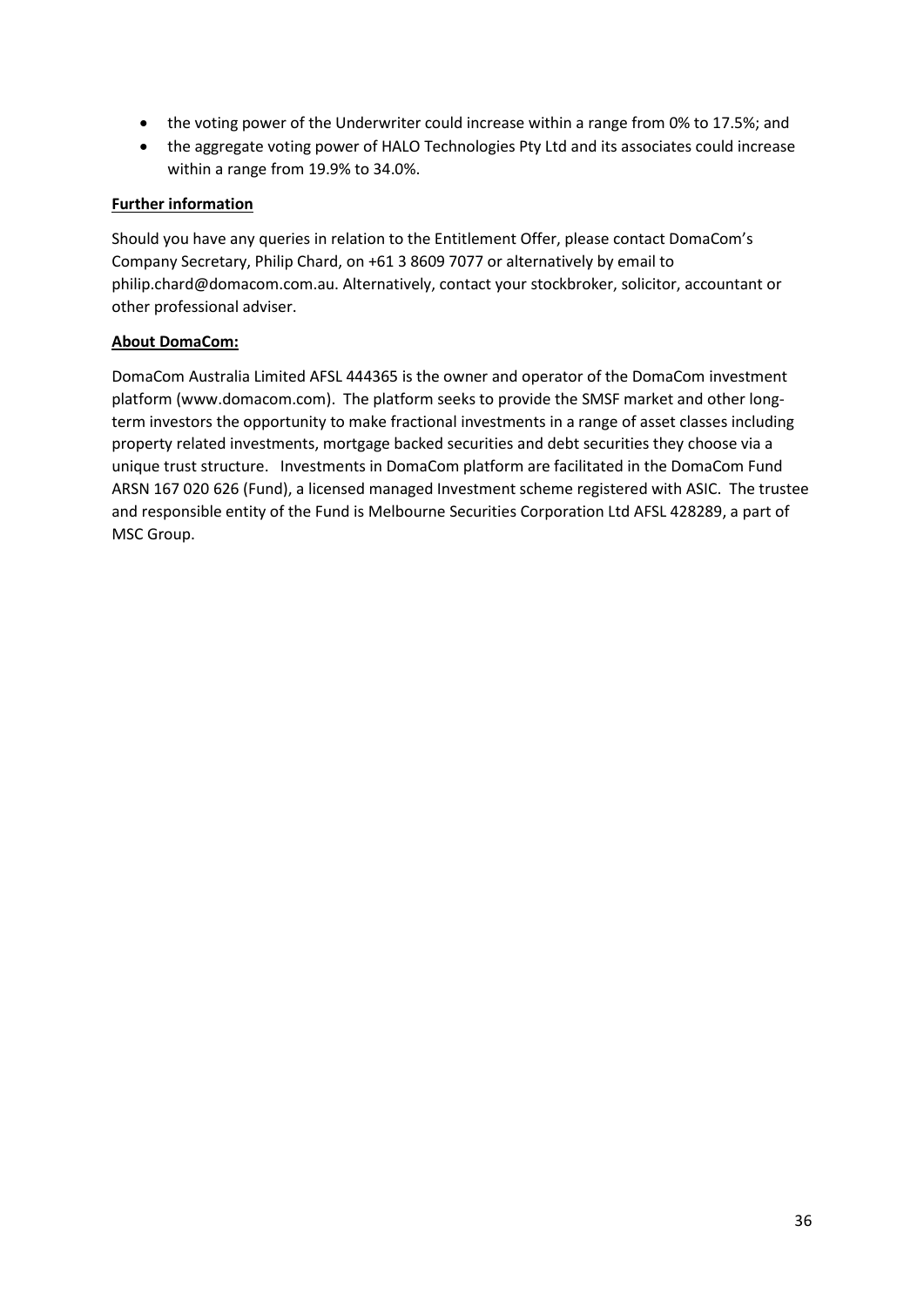- the voting power of the Underwriter could increase within a range from 0% to 17.5%; and
- the aggregate voting power of HALO Technologies Pty Ltd and its associates could increase within a range from 19.9% to 34.0%.

**Further information**

Should you have any queries in relation to the Entitlement Offer, please contact DomaCom's Company Secretary, Philip Chard, on +61 3 8609 7077 or alternatively by email to philip.chard@domacom.com.au. Alternatively, contact your stockbroker, solicitor, accountant or other professional adviser.

**About DomaCom:**

DomaCom Australia Limited AFSL 444365 is the owner and operator of the DomaCom investment platform (www.domacom.com). The platform seeks to provide the SMSF market and other long-term investors the opportunity to make fractional investments in a range of asset classes including property related investments, mortgage backed securities and debt securities they choose via a unique trust structure. Investments in DomaCom platform are facilitated in the DomaCom Fund ARSN 167 020 626 (Fund), a licensed managed Investment scheme registered with ASIC. The trustee and responsible entity of the Fund is Melbourne Securities Corporation Ltd AFSL 428289, a part of MSC Group.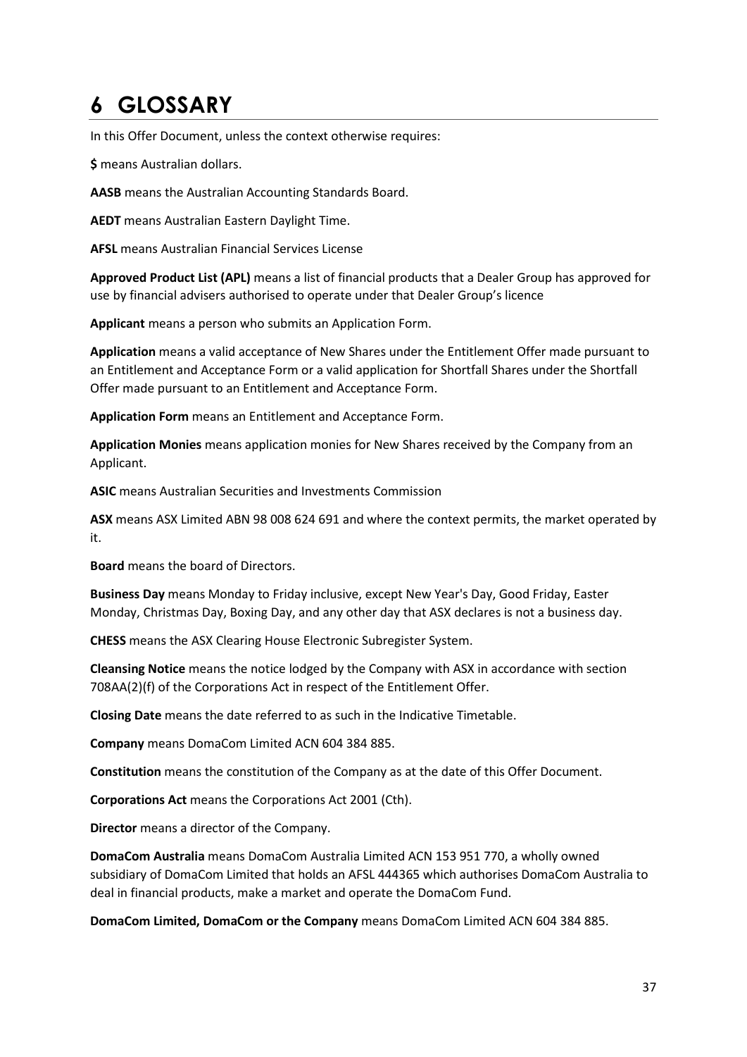# 6 GLOSSARY

In this Offer Document, unless the context otherwise requires:

**$** means Australian dollars.

**AASB** means the Australian Accounting Standards Board.

**AEDT** means Australian Eastern Daylight Time.

**AFSL** means Australian Financial Services License

**Approved Product List (APL)** means a list of financial products that a Dealer Group has approved for use by financial advisers authorised to operate under that Dealer Group's licence

**Applicant** means a person who submits an Application Form.

**Application** means a valid acceptance of New Shares under the Entitlement Offer made pursuant to an Entitlement and Acceptance Form or a valid application for Shortfall Shares under the Shortfall Offer made pursuant to an Entitlement and Acceptance Form.

**Application Form** means an Entitlement and Acceptance Form.

**Application Monies** means application monies for New Shares received by the Company from an Applicant.

**ASIC** means Australian Securities and Investments Commission

**ASX** means ASX Limited ABN 98 008 624 691 and where the context permits, the market operated by it.

**Board** means the board of Directors.

**Business Day** means Monday to Friday inclusive, except New Year's Day, Good Friday, Easter Monday, Christmas Day, Boxing Day, and any other day that ASX declares is not a business day.

**CHESS** means the ASX Clearing House Electronic Subregister System.

**Cleansing Notice** means the notice lodged by the Company with ASX in accordance with section 708AA(2)(f) of the Corporations Act in respect of the Entitlement Offer.

**Closing Date** means the date referred to as such in the Indicative Timetable.

**Company** means DomaCom Limited ACN 604 384 885.

**Constitution** means the constitution of the Company as at the date of this Offer Document.

**Corporations Act** means the Corporations Act 2001 (Cth).

**Director** means a director of the Company.

**DomaCom Australia** means DomaCom Australia Limited ACN 153 951 770, a wholly owned subsidiary of DomaCom Limited that holds an AFSL 444365 which authorises DomaCom Australia to deal in financial products, make a market and operate the DomaCom Fund.

**DomaCom Limited, DomaCom or the Company** means DomaCom Limited ACN 604 384 885.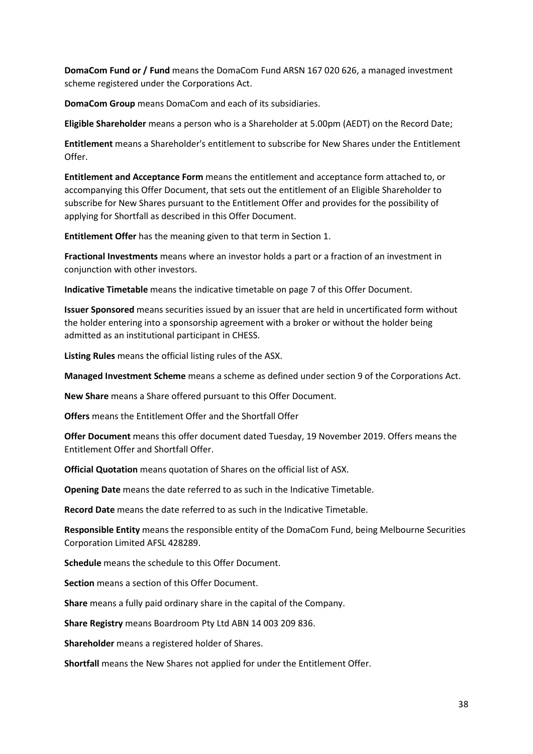**DomaCom Fund or / Fund** means the DomaCom Fund ARSN 167 020 626, a managed investment scheme registered under the Corporations Act.

**DomaCom Group** means DomaCom and each of its subsidiaries.

**Eligible Shareholder** means a person who is a Shareholder at 5.00pm (AEDT) on the Record Date;

**Entitlement** means a Shareholder's entitlement to subscribe for New Shares under the Entitlement Offer.

**Entitlement and Acceptance Form** means the entitlement and acceptance form attached to, or accompanying this Offer Document, that sets out the entitlement of an Eligible Shareholder to subscribe for New Shares pursuant to the Entitlement Offer and provides for the possibility of applying for Shortfall as described in this Offer Document.

**Entitlement Offer** has the meaning given to that term in Section 1.

**Fractional Investments** means where an investor holds a part or a fraction of an investment in conjunction with other investors.

**Indicative Timetable** means the indicative timetable on page 7 of this Offer Document.

**Issuer Sponsored** means securities issued by an issuer that are held in uncertificated form without the holder entering into a sponsorship agreement with a broker or without the holder being admitted as an institutional participant in CHESS.

**Listing Rules** means the official listing rules of the ASX.

**Managed Investment Scheme** means a scheme as defined under section 9 of the Corporations Act.

**New Share** means a Share offered pursuant to this Offer Document.

**Offers** means the Entitlement Offer and the Shortfall Offer

**Offer Document** means this offer document dated Tuesday, 19 November 2019. Offers means the Entitlement Offer and Shortfall Offer.

**Official Quotation** means quotation of Shares on the official list of ASX.

**Opening Date** means the date referred to as such in the Indicative Timetable.

**Record Date** means the date referred to as such in the Indicative Timetable.

**Responsible Entity** means the responsible entity of the DomaCom Fund, being Melbourne Securities Corporation Limited AFSL 428289.

**Schedule** means the schedule to this Offer Document.

**Section** means a section of this Offer Document.

**Share** means a fully paid ordinary share in the capital of the Company.

**Share Registry** means Boardroom Pty Ltd ABN 14 003 209 836.

**Shareholder** means a registered holder of Shares.

**Shortfall** means the New Shares not applied for under the Entitlement Offer.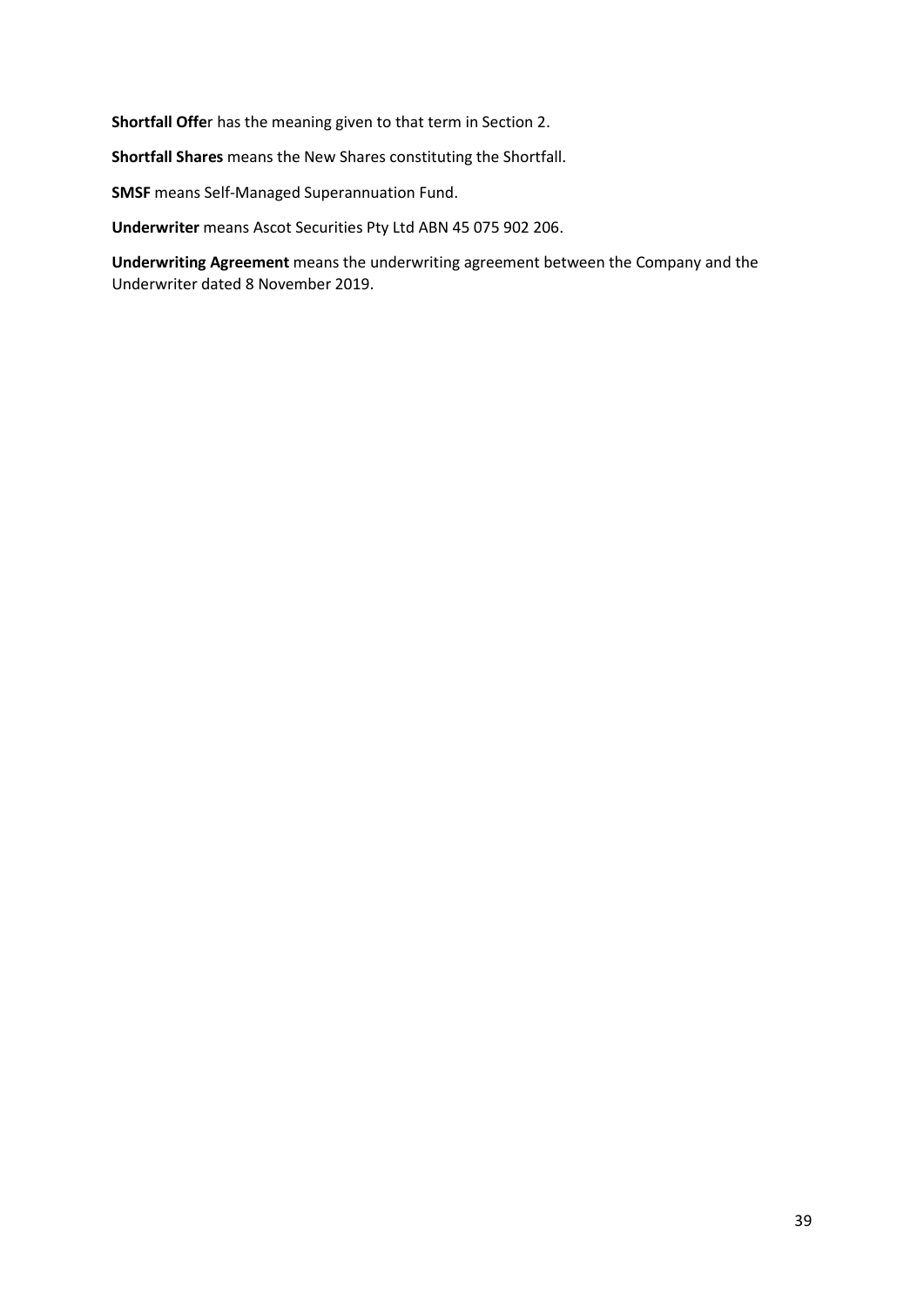**Shortfall Offe**r has the meaning given to that term in Section 2.

**Shortfall Shares** means the New Shares constituting the Shortfall.

**SMSF** means Self-Managed Superannuation Fund.

**Underwriter** means Ascot Securities Pty Ltd ABN 45 075 902 206.

**Underwriting Agreement** means the underwriting agreement between the Company and the Underwriter dated 8 November 2019.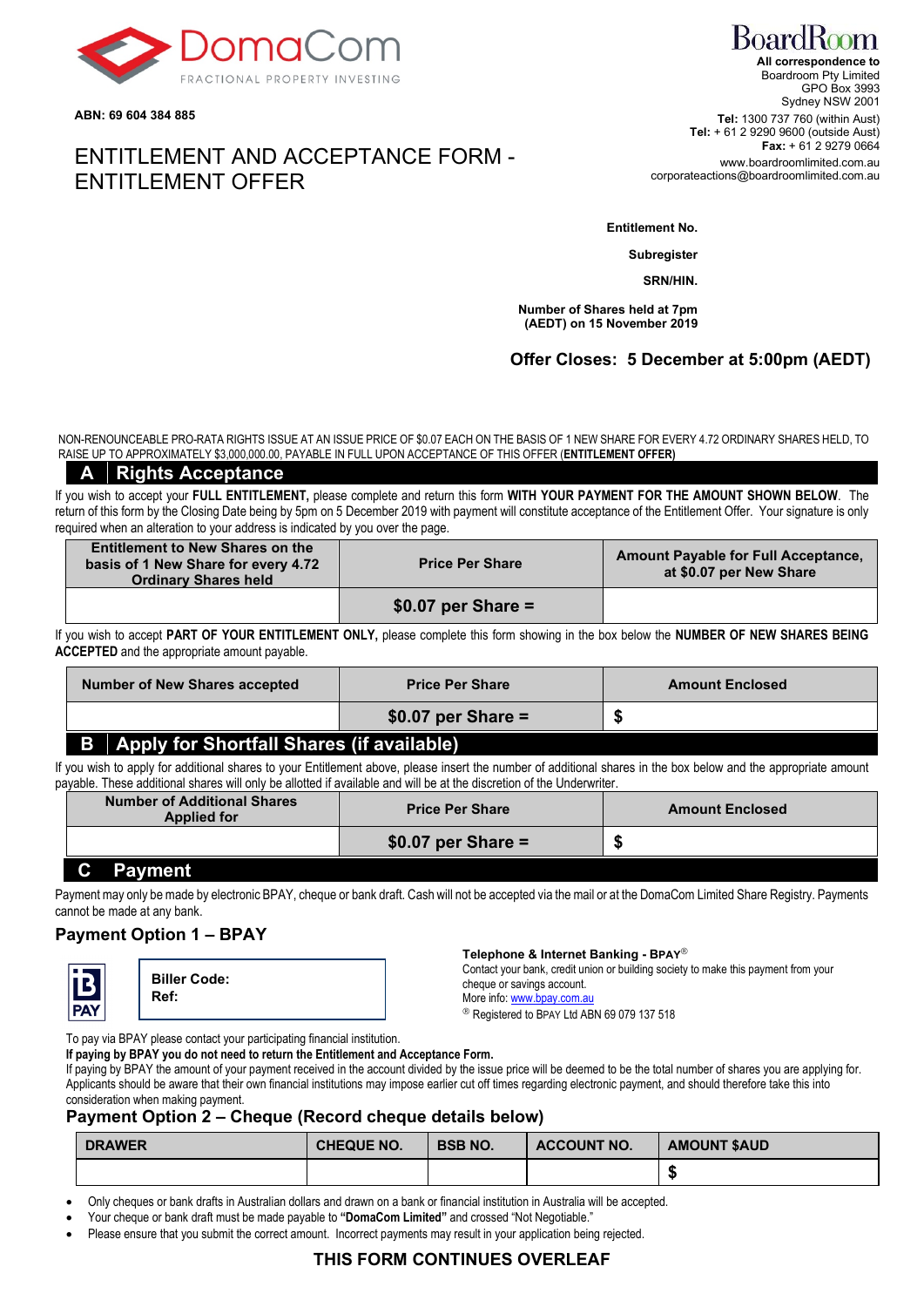DomaCom

FRACTIONAL PROPERTY INVESTING

**ABN: 69 604 384 885**

BoardRoom

**All correspondence to**
Boardroom Pty Limited
GPO Box 3993
Sydney NSW 2001

**Tel:** 1300 737 760 (within Aust)
**Tel:** + 61 2 9290 9600 (outside Aust)
**Fax:** + 61 2 9279 0664
www.boardroomlimited.com.au
corporateactions@boardroomlimited.com.au

# ENTITLEMENT AND ACCEPTANCE FORM - ENTITLEMENT OFFER

**Entitlement No.**

**Subregister**

**SRN/HIN.**

**Number of Shares held at 7pm (AEDT) on 15 November 2019**

**Offer Closes: 5 December at 5:00pm (AEDT)**

NON-RENOUNCEABLE PRO-RATA RIGHTS ISSUE AT AN ISSUE PRICE OF $0.07 EACH ON THE BASIS OF 1 NEW SHARE FOR EVERY 4.72 ORDINARY SHARES HELD, TO RAISE UP TO APPROXIMATELY $3,000,000.00, PAYABLE IN FULL UPON ACCEPTANCE OF THIS OFFER (**ENTITLEMENT OFFER**)

## A | Rights Acceptance

If you wish to accept your **FULL ENTITLEMENT,** please complete and return this form **WITH YOUR PAYMENT FOR THE AMOUNT SHOWN BELOW**. The return of this form by the Closing Date being by 5pm on 5 December 2019 with payment will constitute acceptance of the Entitlement Offer. Your signature is only required when an alteration to your address is indicated by you over the page.

| Entitlement to New Shares on the basis of 1 New Share for every 4.72 Ordinary Shares held | Price Per Share | Amount Payable for Full Acceptance, at $0.07 per New Share |
|---|---|---|
| | $0.07 per Share = | |

If you wish to accept **PART OF YOUR ENTITLEMENT ONLY,** please complete this form showing in the box below the **NUMBER OF NEW SHARES BEING ACCEPTED** and the appropriate amount payable.

| Number of New Shares accepted | Price Per Share | Amount Enclosed |
|---|---|---|
| | $0.07 per Share = | $ |

## B | Apply for Shortfall Shares (if available)

If you wish to apply for additional shares to your Entitlement above, please insert the number of additional shares in the box below and the appropriate amount payable. These additional shares will only be allotted if available and will be at the discretion of the Underwriter.

| Number of Additional Shares Applied for | Price Per Share | Amount Enclosed |
|---|---|---|
| | $0.07 per Share = | $ |

## C Payment

Payment may only be made by electronic BPAY, cheque or bank draft. Cash will not be accepted via the mail or at the DomaCom Limited Share Registry. Payments cannot be made at any bank.

### Payment Option 1 – BPAY

**Biller Code:**
**Ref:**

**Telephone & Internet Banking - BPAY®**
Contact your bank, credit union or building society to make this payment from your cheque or savings account.
More info: www.bpay.com.au
® Registered to BPAY Ltd ABN 69 079 137 518

To pay via BPAY please contact your participating financial institution.
**If paying by BPAY you do not need to return the Entitlement and Acceptance Form.**
If paying by BPAY the amount of your payment received in the account divided by the issue price will be deemed to be the total number of shares you are applying for. Applicants should be aware that their own financial institutions may impose earlier cut off times regarding electronic payment, and should therefore take this into consideration when making payment.

### Payment Option 2 – Cheque (Record cheque details below)

| DRAWER | CHEQUE NO. | BSB NO. | ACCOUNT NO. | AMOUNT $AUD |
|---|---|---|---|---|
| | | | | $ |

- Only cheques or bank drafts in Australian dollars and drawn on a bank or financial institution in Australia will be accepted.
- Your cheque or bank draft must be made payable to **"DomaCom Limited"** and crossed "Not Negotiable."
- Please ensure that you submit the correct amount. Incorrect payments may result in your application being rejected.

**THIS FORM CONTINUES OVERLEAF**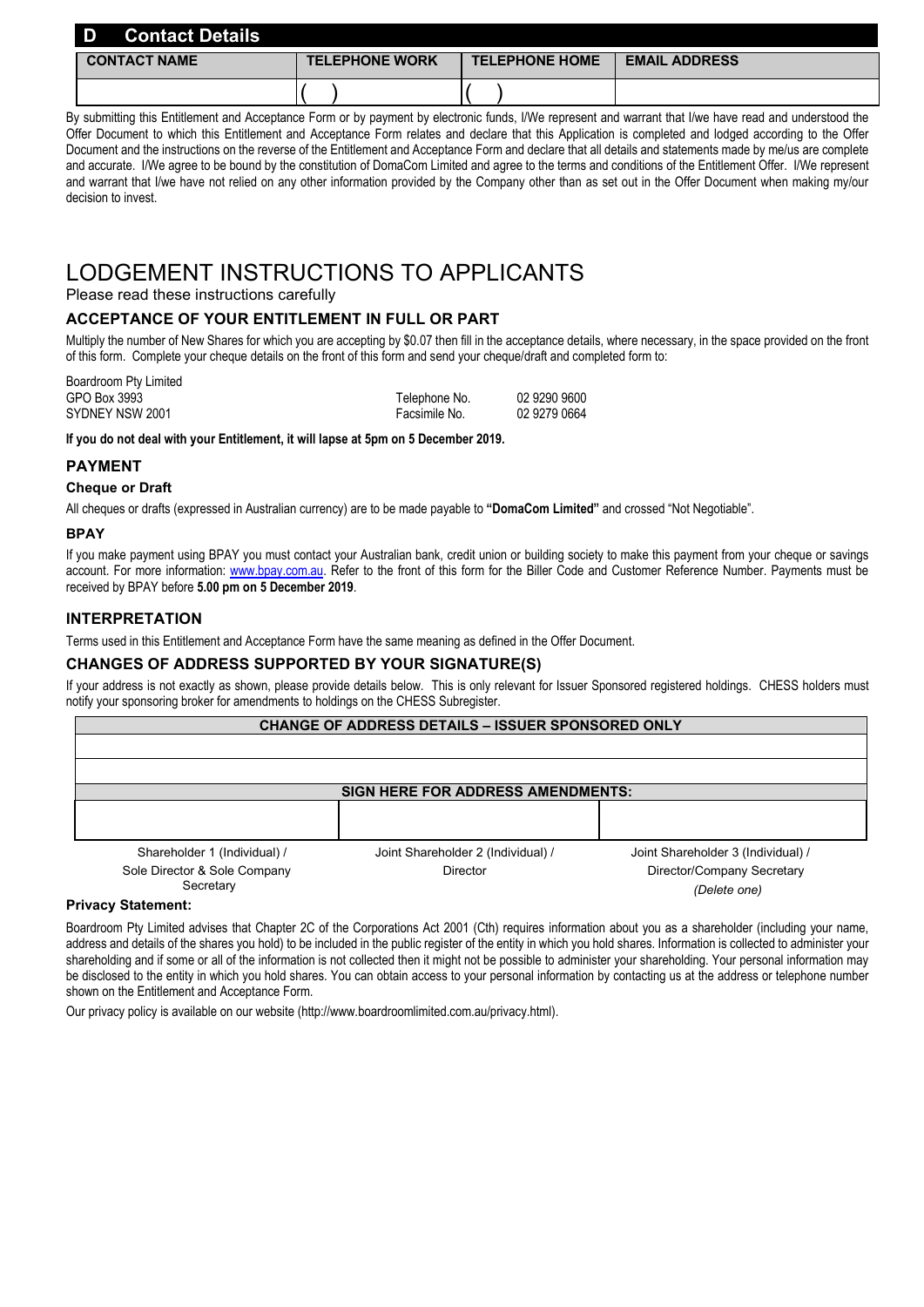## D Contact Details

| CONTACT NAME | TELEPHONE WORK | TELEPHONE HOME | EMAIL ADDRESS |
|---|---|---|---|
| | ( ) | ( ) | |

By submitting this Entitlement and Acceptance Form or by payment by electronic funds, I/We represent and warrant that I/we have read and understood the Offer Document to which this Entitlement and Acceptance Form relates and declare that this Application is completed and lodged according to the Offer Document and the instructions on the reverse of the Entitlement and Acceptance Form and declare that all details and statements made by me/us are complete and accurate. I/We agree to be bound by the constitution of DomaCom Limited and agree to the terms and conditions of the Entitlement Offer. I/We represent and warrant that I/we have not relied on any other information provided by the Company other than as set out in the Offer Document when making my/our decision to invest.

# LODGEMENT INSTRUCTIONS TO APPLICANTS

Please read these instructions carefully

### ACCEPTANCE OF YOUR ENTITLEMENT IN FULL OR PART

Multiply the number of New Shares for which you are accepting by $0.07 then fill in the acceptance details, where necessary, in the space provided on the front of this form. Complete your cheque details on the front of this form and send your cheque/draft and completed form to:

Boardroom Pty Limited
GPO Box 3993
SYDNEY NSW 2001

Telephone No. 02 9290 9600
Facsimile No. 02 9279 0664

**If you do not deal with your Entitlement, it will lapse at 5pm on 5 December 2019.**

### PAYMENT

#### Cheque or Draft

All cheques or drafts (expressed in Australian currency) are to be made payable to **"DomaCom Limited"** and crossed "Not Negotiable".

#### BPAY

If you make payment using BPAY you must contact your Australian bank, credit union or building society to make this payment from your cheque or savings account. For more information: www.bpay.com.au. Refer to the front of this form for the Biller Code and Customer Reference Number. Payments must be received by BPAY before **5.00 pm on 5 December 2019**.

### INTERPRETATION

Terms used in this Entitlement and Acceptance Form have the same meaning as defined in the Offer Document.

### CHANGES OF ADDRESS SUPPORTED BY YOUR SIGNATURE(S)

If your address is not exactly as shown, please provide details below. This is only relevant for Issuer Sponsored registered holdings. CHESS holders must notify your sponsoring broker for amendments to holdings on the CHESS Subregister.

| CHANGE OF ADDRESS DETAILS – ISSUER SPONSORED ONLY | | |
|---|---|---|
| | | |
| | | |
| **SIGN HERE FOR ADDRESS AMENDMENTS:** | | |
| | | |
| Shareholder 1 (Individual) / Sole Director & Sole Company Secretary | Joint Shareholder 2 (Individual) / Director | Joint Shareholder 3 (Individual) / Director/Company Secretary *(Delete one)* |

#### Privacy Statement:

Boardroom Pty Limited advises that Chapter 2C of the Corporations Act 2001 (Cth) requires information about you as a shareholder (including your name, address and details of the shares you hold) to be included in the public register of the entity in which you hold shares. Information is collected to administer your shareholding and if some or all of the information is not collected then it might not be possible to administer your shareholding. Your personal information may be disclosed to the entity in which you hold shares. You can obtain access to your personal information by contacting us at the address or telephone number shown on the Entitlement and Acceptance Form.

Our privacy policy is available on our website (http://www.boardroomlimited.com.au/privacy.html).